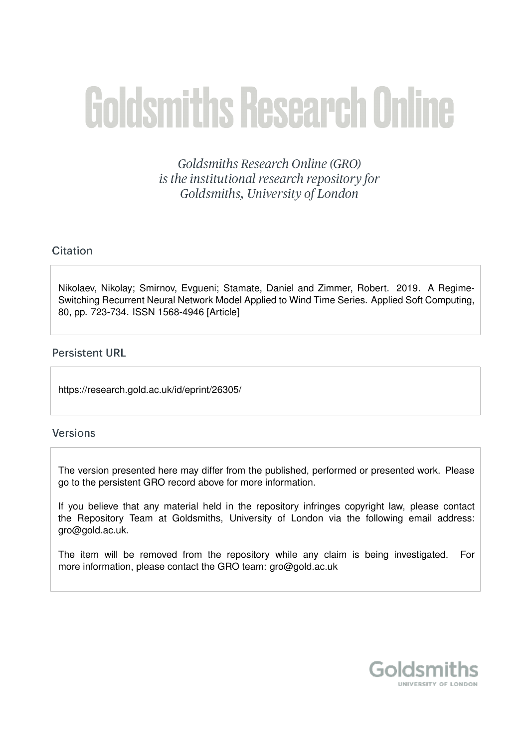# Goldsmiths Research Online

*Goldsmiths Research Online (GRO) is the institutional research repository for Goldsmiths, University of London*

## Citation

Nikolaev, Nikolay; Smirnov, Evgueni; Stamate, Daniel and Zimmer, Robert. 2019. A Regime-Switching Recurrent Neural Network Model Applied to Wind Time Series. Applied Soft Computing, 80, pp. 723-734. ISSN 1568-4946 [Article]

## Persistent URL

https://research.gold.ac.uk/id/eprint/26305/

## Versions

The version presented here may differ from the published, performed or presented work. Please go to the persistent GRO record above for more information.

If you believe that any material held in the repository infringes copyright law, please contact the Repository Team at Goldsmiths, University of London via the following email address: gro@gold.ac.uk.

The item will be removed from the repository while any claim is being investigated. For more information, please contact the GRO team: gro@gold.ac.uk

Goldsmiths
UNIVERSITY OF LONDON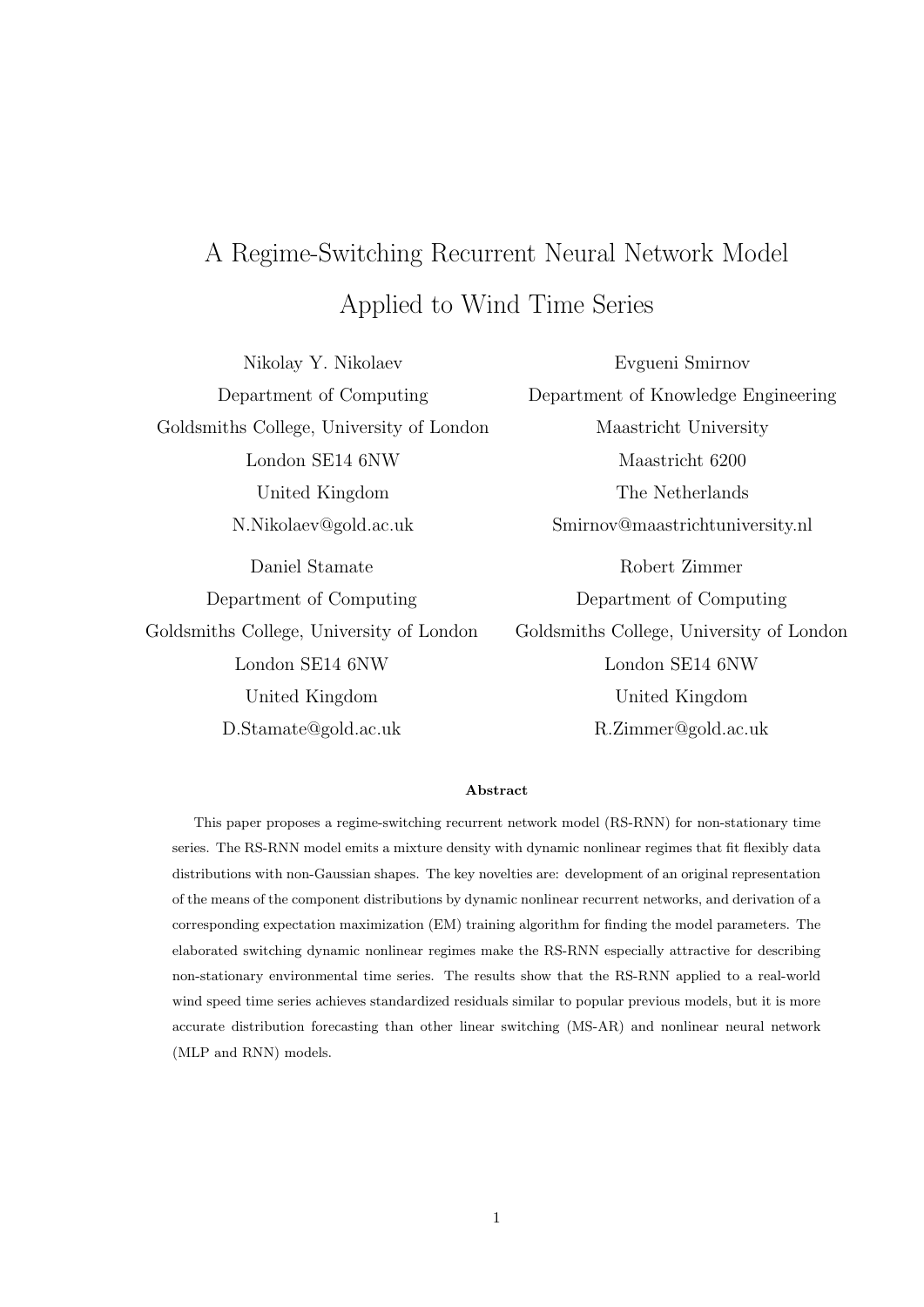# A Regime-Switching Recurrent Neural Network Model Applied to Wind Time Series

Nikolay Y. Nikolaev
Department of Computing
Goldsmiths College, University of London
London SE14 6NW
United Kingdom
N.Nikolaev@gold.ac.uk

Evgueni Smirnov
Department of Knowledge Engineering
Maastricht University
Maastricht 6200
The Netherlands
Smirnov@maastrichtuniversity.nl

Daniel Stamate
Department of Computing
Goldsmiths College, University of London
London SE14 6NW
United Kingdom
D.Stamate@gold.ac.uk

Robert Zimmer
Department of Computing
Goldsmiths College, University of London
London SE14 6NW
United Kingdom
R.Zimmer@gold.ac.uk

**Abstract**

This paper proposes a regime-switching recurrent network model (RS-RNN) for non-stationary time series. The RS-RNN model emits a mixture density with dynamic nonlinear regimes that fit flexibly data distributions with non-Gaussian shapes. The key novelties are: development of an original representation of the means of the component distributions by dynamic nonlinear recurrent networks, and derivation of a corresponding expectation maximization (EM) training algorithm for finding the model parameters. The elaborated switching dynamic nonlinear regimes make the RS-RNN especially attractive for describing non-stationary environmental time series. The results show that the RS-RNN applied to a real-world wind speed time series achieves standardized residuals similar to popular previous models, but it is more accurate distribution forecasting than other linear switching (MS-AR) and nonlinear neural network (MLP and RNN) models.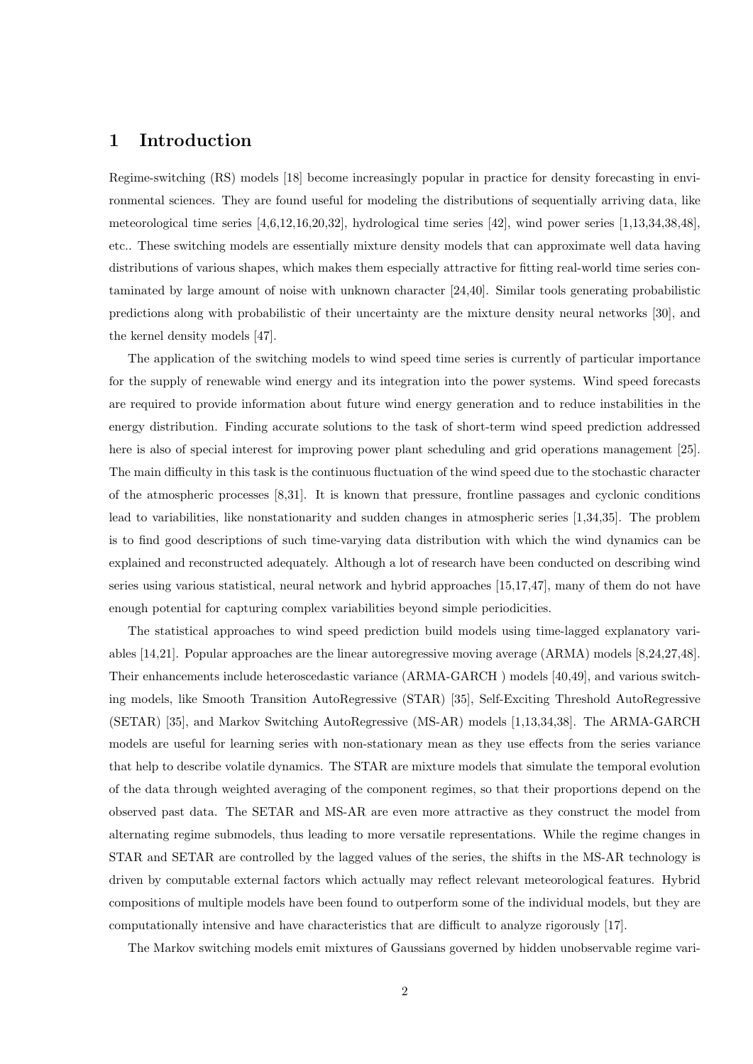# 1 Introduction

Regime-switching (RS) models [18] become increasingly popular in practice for density forecasting in environmental sciences. They are found useful for modeling the distributions of sequentially arriving data, like meteorological time series [4,6,12,16,20,32], hydrological time series [42], wind power series [1,13,34,38,48], etc.. These switching models are essentially mixture density models that can approximate well data having distributions of various shapes, which makes them especially attractive for fitting real-world time series contaminated by large amount of noise with unknown character [24,40]. Similar tools generating probabilistic predictions along with probabilistic of their uncertainty are the mixture density neural networks [30], and the kernel density models [47].

The application of the switching models to wind speed time series is currently of particular importance for the supply of renewable wind energy and its integration into the power systems. Wind speed forecasts are required to provide information about future wind energy generation and to reduce instabilities in the energy distribution. Finding accurate solutions to the task of short-term wind speed prediction addressed here is also of special interest for improving power plant scheduling and grid operations management [25]. The main difficulty in this task is the continuous fluctuation of the wind speed due to the stochastic character of the atmospheric processes [8,31]. It is known that pressure, frontline passages and cyclonic conditions lead to variabilities, like nonstationarity and sudden changes in atmospheric series [1,34,35]. The problem is to find good descriptions of such time-varying data distribution with which the wind dynamics can be explained and reconstructed adequately. Although a lot of research have been conducted on describing wind series using various statistical, neural network and hybrid approaches [15,17,47], many of them do not have enough potential for capturing complex variabilities beyond simple periodicities.

The statistical approaches to wind speed prediction build models using time-lagged explanatory variables [14,21]. Popular approaches are the linear autoregressive moving average (ARMA) models [8,24,27,48]. Their enhancements include heteroscedastic variance (ARMA-GARCH ) models [40,49], and various switching models, like Smooth Transition AutoRegressive (STAR) [35], Self-Exciting Threshold AutoRegressive (SETAR) [35], and Markov Switching AutoRegressive (MS-AR) models [1,13,34,38]. The ARMA-GARCH models are useful for learning series with non-stationary mean as they use effects from the series variance that help to describe volatile dynamics. The STAR are mixture models that simulate the temporal evolution of the data through weighted averaging of the component regimes, so that their proportions depend on the observed past data. The SETAR and MS-AR are even more attractive as they construct the model from alternating regime submodels, thus leading to more versatile representations. While the regime changes in STAR and SETAR are controlled by the lagged values of the series, the shifts in the MS-AR technology is driven by computable external factors which actually may reflect relevant meteorological features. Hybrid compositions of multiple models have been found to outperform some of the individual models, but they are computationally intensive and have characteristics that are difficult to analyze rigorously [17].

The Markov switching models emit mixtures of Gaussians governed by hidden unobservable regime vari-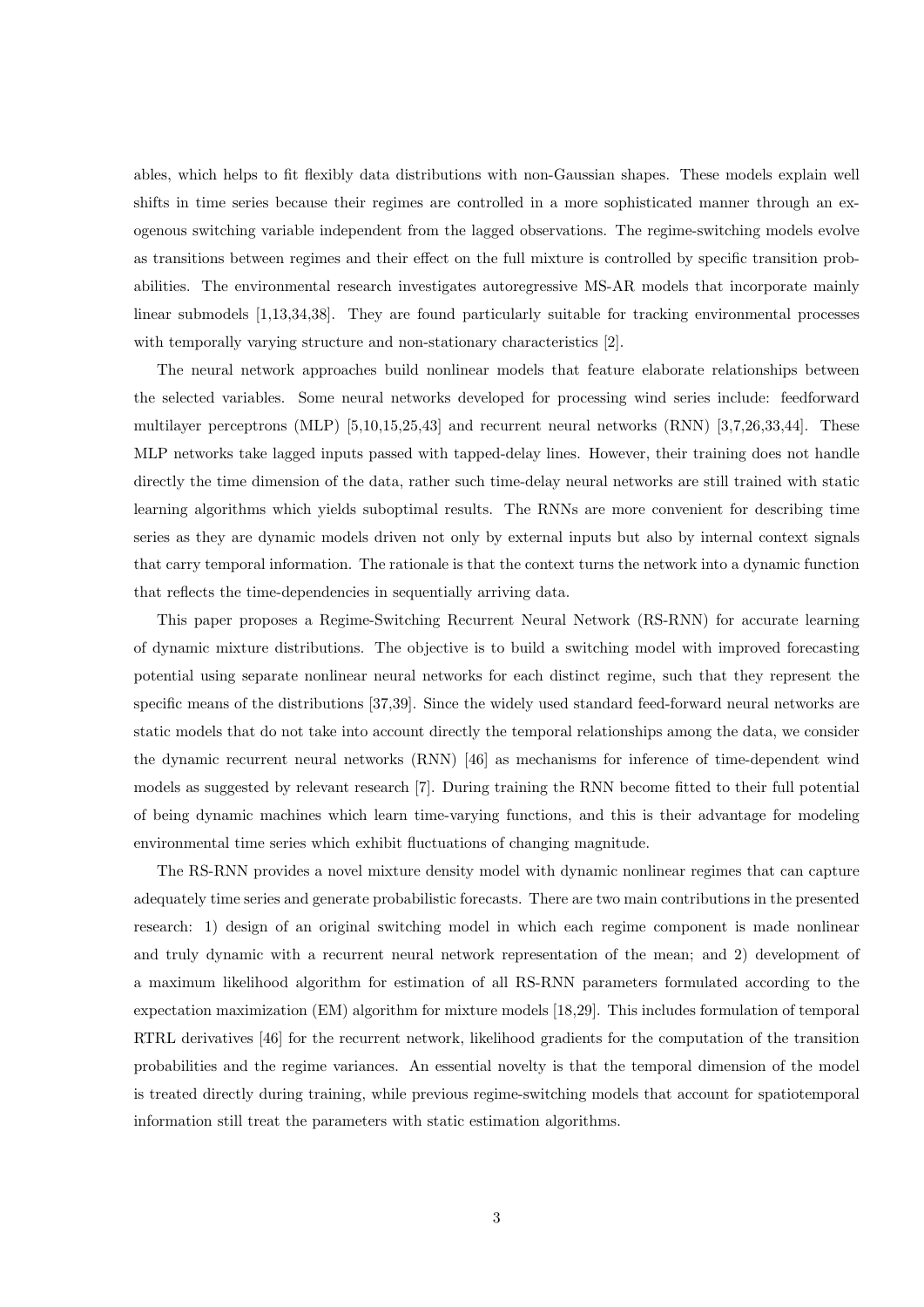ables, which helps to fit flexibly data distributions with non-Gaussian shapes. These models explain well shifts in time series because their regimes are controlled in a more sophisticated manner through an exogenous switching variable independent from the lagged observations. The regime-switching models evolve as transitions between regimes and their effect on the full mixture is controlled by specific transition probabilities. The environmental research investigates autoregressive MS-AR models that incorporate mainly linear submodels [1,13,34,38]. They are found particularly suitable for tracking environmental processes with temporally varying structure and non-stationary characteristics [2].

The neural network approaches build nonlinear models that feature elaborate relationships between the selected variables. Some neural networks developed for processing wind series include: feedforward multilayer perceptrons (MLP) [5,10,15,25,43] and recurrent neural networks (RNN) [3,7,26,33,44]. These MLP networks take lagged inputs passed with tapped-delay lines. However, their training does not handle directly the time dimension of the data, rather such time-delay neural networks are still trained with static learning algorithms which yields suboptimal results. The RNNs are more convenient for describing time series as they are dynamic models driven not only by external inputs but also by internal context signals that carry temporal information. The rationale is that the context turns the network into a dynamic function that reflects the time-dependencies in sequentially arriving data.

This paper proposes a Regime-Switching Recurrent Neural Network (RS-RNN) for accurate learning of dynamic mixture distributions. The objective is to build a switching model with improved forecasting potential using separate nonlinear neural networks for each distinct regime, such that they represent the specific means of the distributions [37,39]. Since the widely used standard feed-forward neural networks are static models that do not take into account directly the temporal relationships among the data, we consider the dynamic recurrent neural networks (RNN) [46] as mechanisms for inference of time-dependent wind models as suggested by relevant research [7]. During training the RNN become fitted to their full potential of being dynamic machines which learn time-varying functions, and this is their advantage for modeling environmental time series which exhibit fluctuations of changing magnitude.

The RS-RNN provides a novel mixture density model with dynamic nonlinear regimes that can capture adequately time series and generate probabilistic forecasts. There are two main contributions in the presented research: 1) design of an original switching model in which each regime component is made nonlinear and truly dynamic with a recurrent neural network representation of the mean; and 2) development of a maximum likelihood algorithm for estimation of all RS-RNN parameters formulated according to the expectation maximization (EM) algorithm for mixture models [18,29]. This includes formulation of temporal RTRL derivatives [46] for the recurrent network, likelihood gradients for the computation of the transition probabilities and the regime variances. An essential novelty is that the temporal dimension of the model is treated directly during training, while previous regime-switching models that account for spatiotemporal information still treat the parameters with static estimation algorithms.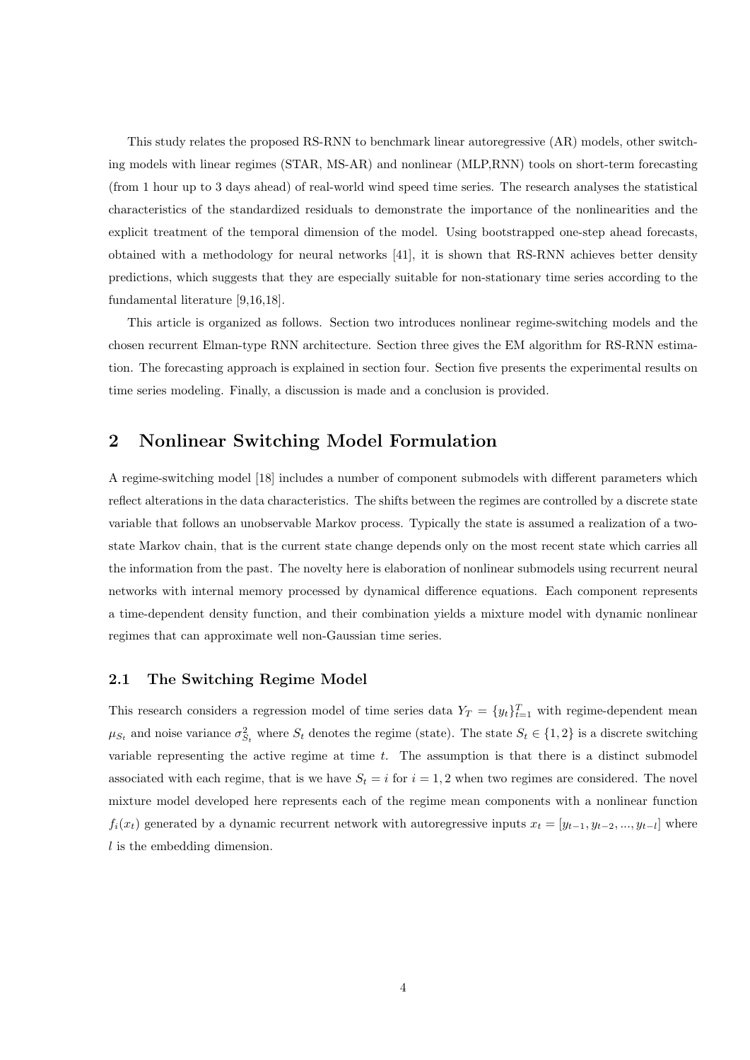This study relates the proposed RS-RNN to benchmark linear autoregressive (AR) models, other switching models with linear regimes (STAR, MS-AR) and nonlinear (MLP,RNN) tools on short-term forecasting (from 1 hour up to 3 days ahead) of real-world wind speed time series. The research analyses the statistical characteristics of the standardized residuals to demonstrate the importance of the nonlinearities and the explicit treatment of the temporal dimension of the model. Using bootstrapped one-step ahead forecasts, obtained with a methodology for neural networks [41], it is shown that RS-RNN achieves better density predictions, which suggests that they are especially suitable for non-stationary time series according to the fundamental literature [9,16,18].

This article is organized as follows. Section two introduces nonlinear regime-switching models and the chosen recurrent Elman-type RNN architecture. Section three gives the EM algorithm for RS-RNN estimation. The forecasting approach is explained in section four. Section five presents the experimental results on time series modeling. Finally, a discussion is made and a conclusion is provided.

## 2 Nonlinear Switching Model Formulation

A regime-switching model [18] includes a number of component submodels with different parameters which reflect alterations in the data characteristics. The shifts between the regimes are controlled by a discrete state variable that follows an unobservable Markov process. Typically the state is assumed a realization of a two-state Markov chain, that is the current state change depends only on the most recent state which carries all the information from the past. The novelty here is elaboration of nonlinear submodels using recurrent neural networks with internal memory processed by dynamical difference equations. Each component represents a time-dependent density function, and their combination yields a mixture model with dynamic nonlinear regimes that can approximate well non-Gaussian time series.

### 2.1 The Switching Regime Model

This research considers a regression model of time series data $Y_T = \{y_t\}_{t=1}^{T}$ with regime-dependent mean $\mu_{S_t}$ and noise variance $\sigma^2_{S_t}$ where $S_t$ denotes the regime (state). The state $S_t \in \{1, 2\}$ is a discrete switching variable representing the active regime at time $t$. The assumption is that there is a distinct submodel associated with each regime, that is we have $S_t = i$ for $i = 1, 2$ when two regimes are considered. The novel mixture model developed here represents each of the regime mean components with a nonlinear function $f_i(x_t)$ generated by a dynamic recurrent network with autoregressive inputs $x_t = [y_{t-1}, y_{t-2}, ..., y_{t-l}]$ where $l$ is the embedding dimension.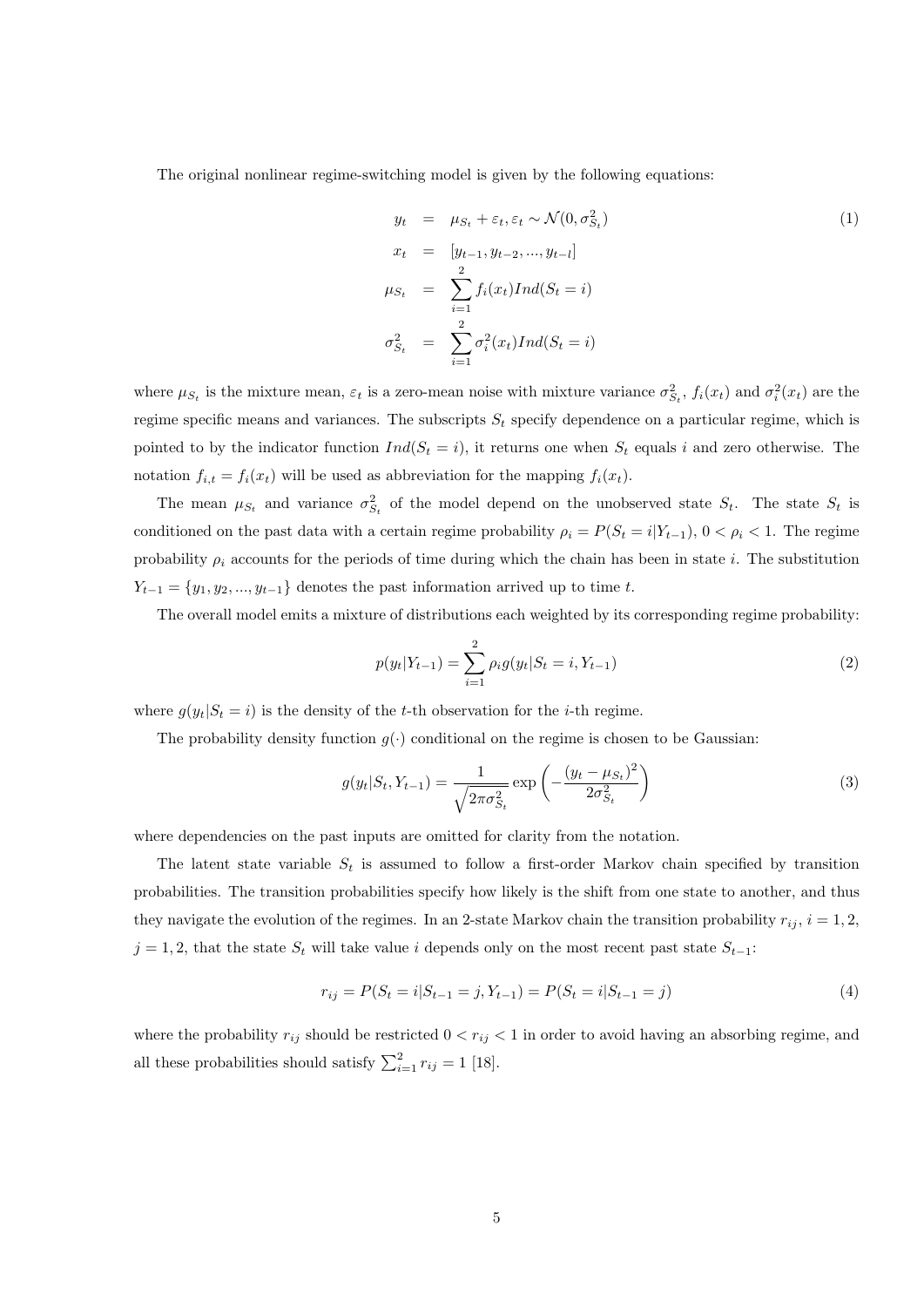The original nonlinear regime-switching model is given by the following equations:

$$
\begin{aligned}
y_t &= \mu_{S_t} + \varepsilon_t, \varepsilon_t \sim \mathcal{N}(0, \sigma^2_{S_t}) \\
x_t &= [y_{t-1}, y_{t-2}, ..., y_{t-l}] \\
\mu_{S_t} &= \sum_{i=1}^{2} f_i(x_t) Ind(S_t = i) \\
\sigma^2_{S_t} &= \sum_{i=1}^{2} \sigma^2_i(x_t) Ind(S_t = i)
\end{aligned}
\tag{1}
$$

where $\mu_{S_t}$ is the mixture mean, $\varepsilon_t$ is a zero-mean noise with mixture variance $\sigma^2_{S_t}$, $f_i(x_t)$ and $\sigma^2_i(x_t)$ are the regime specific means and variances. The subscripts $S_t$ specify dependence on a particular regime, which is pointed to by the indicator function $Ind(S_t = i)$, it returns one when $S_t$ equals $i$ and zero otherwise. The notation $f_{i,t} = f_i(x_t)$ will be used as abbreviation for the mapping $f_i(x_t)$.

The mean $\mu_{S_t}$ and variance $\sigma^2_{S_t}$ of the model depend on the unobserved state $S_t$. The state $S_t$ is conditioned on the past data with a certain regime probability $\rho_i = P(S_t = i|Y_{t-1})$, $0 < \rho_i < 1$. The regime probability $\rho_i$ accounts for the periods of time during which the chain has been in state $i$. The substitution $Y_{t-1} = \{y_1, y_2, ..., y_{t-1}\}$ denotes the past information arrived up to time $t$.

The overall model emits a mixture of distributions each weighted by its corresponding regime probability:

$$
p(y_t|Y_{t-1}) = \sum_{i=1}^{2} \rho_i g(y_t|S_t = i, Y_{t-1}) \tag{2}
$$

where $g(y_t|S_t = i)$ is the density of the $t$-th observation for the $i$-th regime.

The probability density function $g(\cdot)$ conditional on the regime is chosen to be Gaussian:

$$
g(y_t|S_t, Y_{t-1}) = \frac{1}{\sqrt{2\pi\sigma^2_{S_t}}} \exp\left(-\frac{(y_t - \mu_{S_t})^2}{2\sigma^2_{S_t}}\right) \tag{3}
$$

where dependencies on the past inputs are omitted for clarity from the notation.

The latent state variable $S_t$ is assumed to follow a first-order Markov chain specified by transition probabilities. The transition probabilities specify how likely is the shift from one state to another, and thus they navigate the evolution of the regimes. In an 2-state Markov chain the transition probability $r_{ij}$, $i = 1, 2$, $j = 1, 2$, that the state $S_t$ will take value $i$ depends only on the most recent past state $S_{t-1}$:

$$
r_{ij} = P(S_t = i|S_{t-1} = j, Y_{t-1}) = P(S_t = i|S_{t-1} = j) \tag{4}
$$

where the probability $r_{ij}$ should be restricted $0 < r_{ij} < 1$ in order to avoid having an absorbing regime, and all these probabilities should satisfy $\sum_{i=1}^{2} r_{ij} = 1$ [18].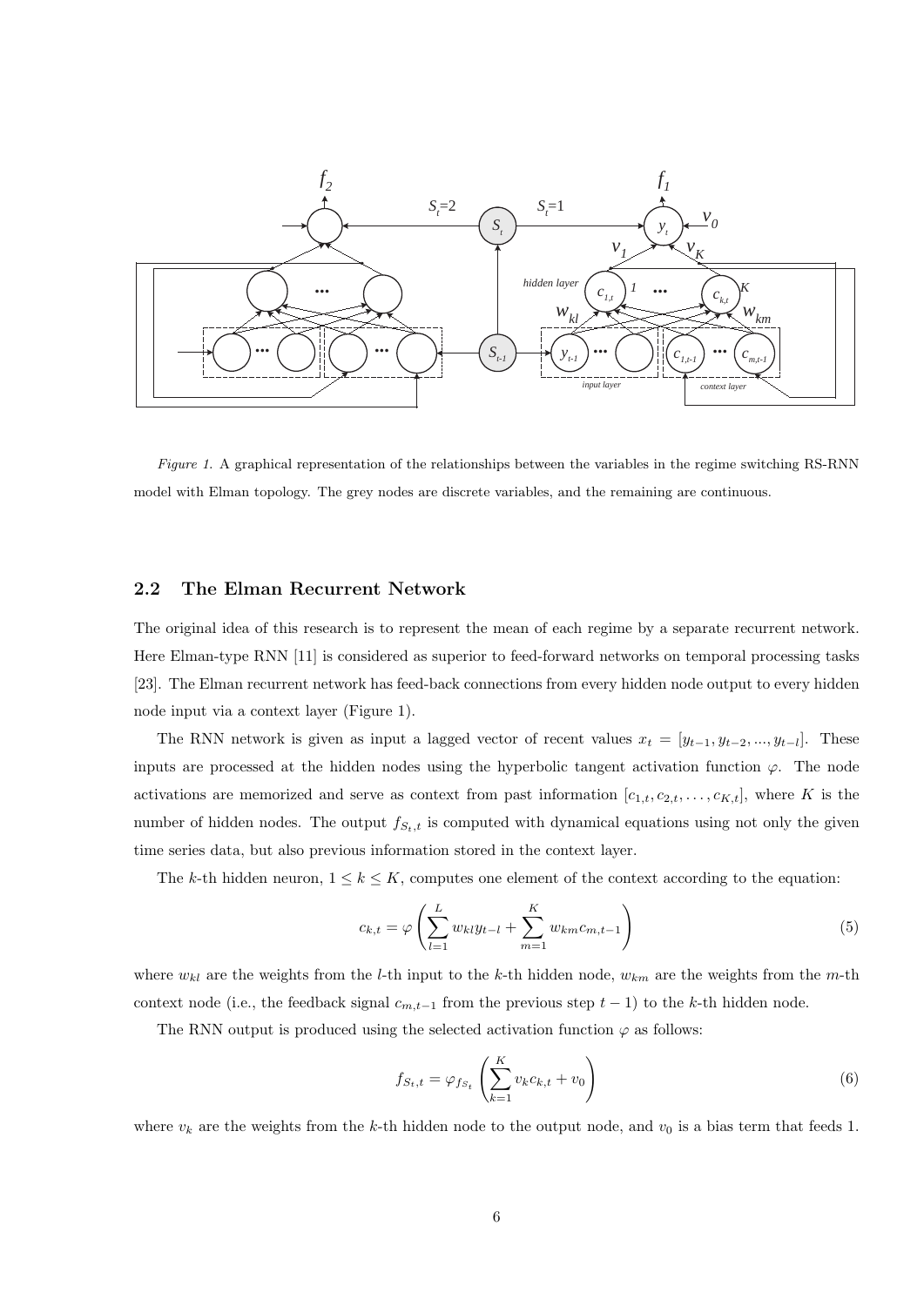*Figure 1.* A graphical representation of the relationships between the variables in the regime switching RS-RNN model with Elman topology. The grey nodes are discrete variables, and the remaining are continuous.

### 2.2 The Elman Recurrent Network

The original idea of this research is to represent the mean of each regime by a separate recurrent network. Here Elman-type RNN [11] is considered as superior to feed-forward networks on temporal processing tasks [23]. The Elman recurrent network has feed-back connections from every hidden node output to every hidden node input via a context layer (Figure 1).

The RNN network is given as input a lagged vector of recent values $x_t = [y_{t-1}, y_{t-2}, ..., y_{t-l}]$. These inputs are processed at the hidden nodes using the hyperbolic tangent activation function $\varphi$. The node activations are memorized and serve as context from past information $[c_{1,t}, c_{2,t}, \ldots, c_{K,t}]$, where $K$ is the number of hidden nodes. The output $f_{S_t,t}$ is computed with dynamical equations using not only the given time series data, but also previous information stored in the context layer.

The $k$-th hidden neuron, $1 \leq k \leq K$, computes one element of the context according to the equation:

$$c_{k,t} = \varphi\left(\sum_{l=1}^{L} w_{kl} y_{t-l} + \sum_{m=1}^{K} w_{km} c_{m,t-1}\right) \tag{5}$$

where $w_{kl}$ are the weights from the $l$-th input to the $k$-th hidden node, $w_{km}$ are the weights from the $m$-th context node (i.e., the feedback signal $c_{m,t-1}$ from the previous step $t-1$) to the $k$-th hidden node.

The RNN output is produced using the selected activation function $\varphi$ as follows:

$$f_{S_t,t} = \varphi_{f_{S_t}}\left(\sum_{k=1}^{K} v_k c_{k,t} + v_0\right) \tag{6}$$

where $v_k$ are the weights from the $k$-th hidden node to the output node, and $v_0$ is a bias term that feeds 1.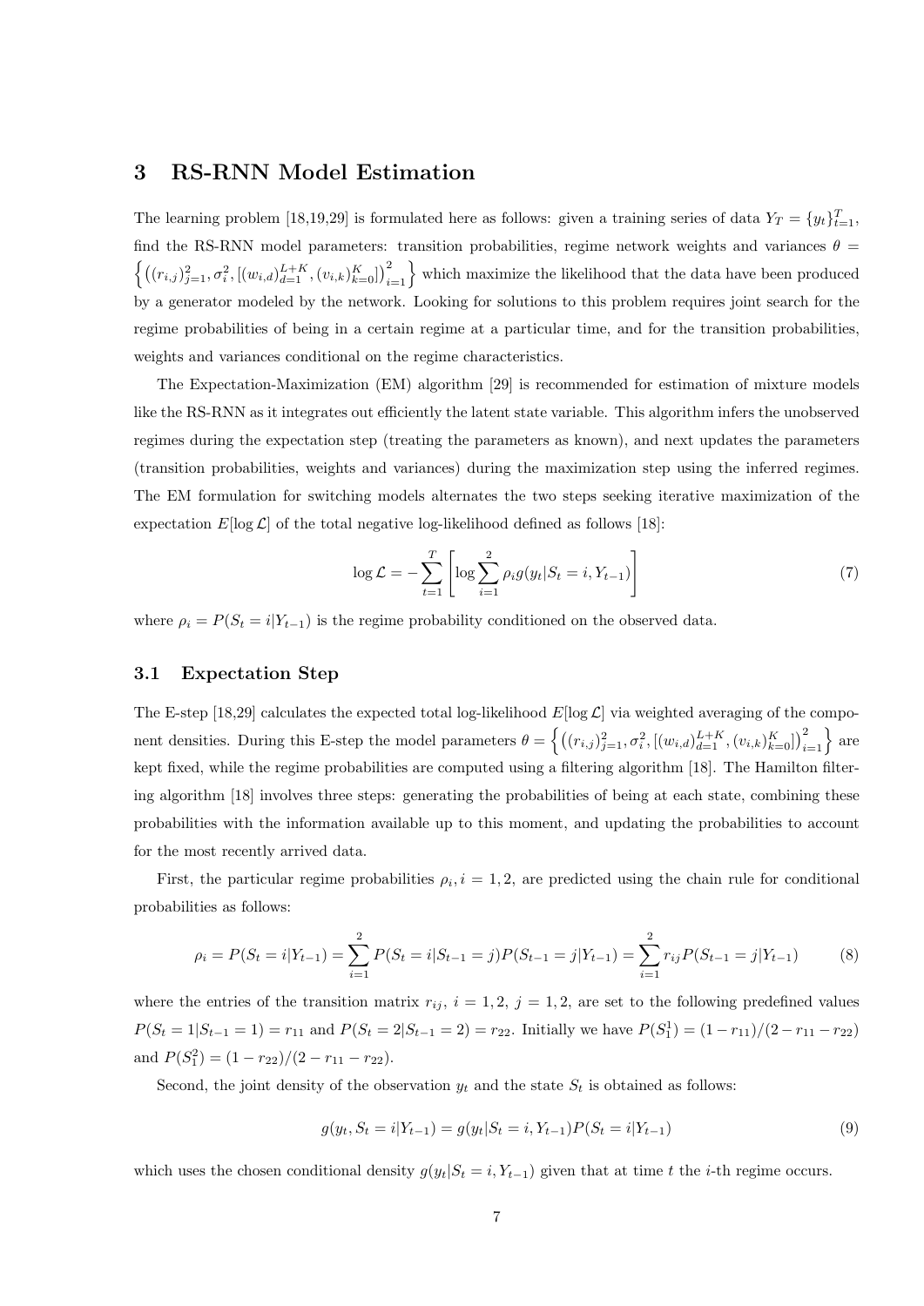## 3 RS-RNN Model Estimation

The learning problem [18,19,29] is formulated here as follows: given a training series of data $Y_T = \{y_t\}_{t=1}^{T}$, find the RS-RNN model parameters: transition probabilities, regime network weights and variances $\theta = \left\{ \left( (r_{i,j})_{j=1}^{2}, \sigma_i^2, [(w_{i,d})_{d=1}^{L+K}, (v_{i,k})_{k=0}^{K}] \right)_{i=1}^{2} \right\}$ which maximize the likelihood that the data have been produced by a generator modeled by the network. Looking for solutions to this problem requires joint search for the regime probabilities of being in a certain regime at a particular time, and for the transition probabilities, weights and variances conditional on the regime characteristics.

The Expectation-Maximization (EM) algorithm [29] is recommended for estimation of mixture models like the RS-RNN as it integrates out efficiently the latent state variable. This algorithm infers the unobserved regimes during the expectation step (treating the parameters as known), and next updates the parameters (transition probabilities, weights and variances) during the maximization step using the inferred regimes. The EM formulation for switching models alternates the two steps seeking iterative maximization of the expectation $E[\log \mathcal{L}]$ of the total negative log-likelihood defined as follows [18]:

$$\log \mathcal{L} = -\sum_{t=1}^{T} \left[ \log \sum_{i=1}^{2} \rho_i g(y_t | S_t = i, Y_{t-1}) \right] \tag{7}$$

where $\rho_i = P(S_t = i | Y_{t-1})$ is the regime probability conditioned on the observed data.

### 3.1 Expectation Step

The E-step [18,29] calculates the expected total log-likelihood $E[\log \mathcal{L}]$ via weighted averaging of the component densities. During this E-step the model parameters $\theta = \left\{ \left( (r_{i,j})_{j=1}^{2}, \sigma_i^2, [(w_{i,d})_{d=1}^{L+K}, (v_{i,k})_{k=0}^{K}] \right)_{i=1}^{2} \right\}$ are kept fixed, while the regime probabilities are computed using a filtering algorithm [18]. The Hamilton filtering algorithm [18] involves three steps: generating the probabilities of being at each state, combining these probabilities with the information available up to this moment, and updating the probabilities to account for the most recently arrived data.

First, the particular regime probabilities $\rho_i, i = 1, 2$, are predicted using the chain rule for conditional probabilities as follows:

$$\rho_i = P(S_t = i | Y_{t-1}) = \sum_{i=1}^{2} P(S_t = i | S_{t-1} = j) P(S_{t-1} = j | Y_{t-1}) = \sum_{i=1}^{2} r_{ij} P(S_{t-1} = j | Y_{t-1}) \tag{8}$$

where the entries of the transition matrix $r_{ij}$, $i = 1, 2$, $j = 1, 2$, are set to the following predefined values $P(S_t = 1 | S_{t-1} = 1) = r_{11}$ and $P(S_t = 2 | S_{t-1} = 2) = r_{22}$. Initially we have $P(S_1^1) = (1 - r_{11})/(2 - r_{11} - r_{22})$ and $P(S_1^2) = (1 - r_{22})/(2 - r_{11} - r_{22})$.

Second, the joint density of the observation $y_t$ and the state $S_t$ is obtained as follows:

$$g(y_t, S_t = i | Y_{t-1}) = g(y_t | S_t = i, Y_{t-1}) P(S_t = i | Y_{t-1}) \tag{9}$$

which uses the chosen conditional density $g(y_t | S_t = i, Y_{t-1})$ given that at time $t$ the $i$-th regime occurs.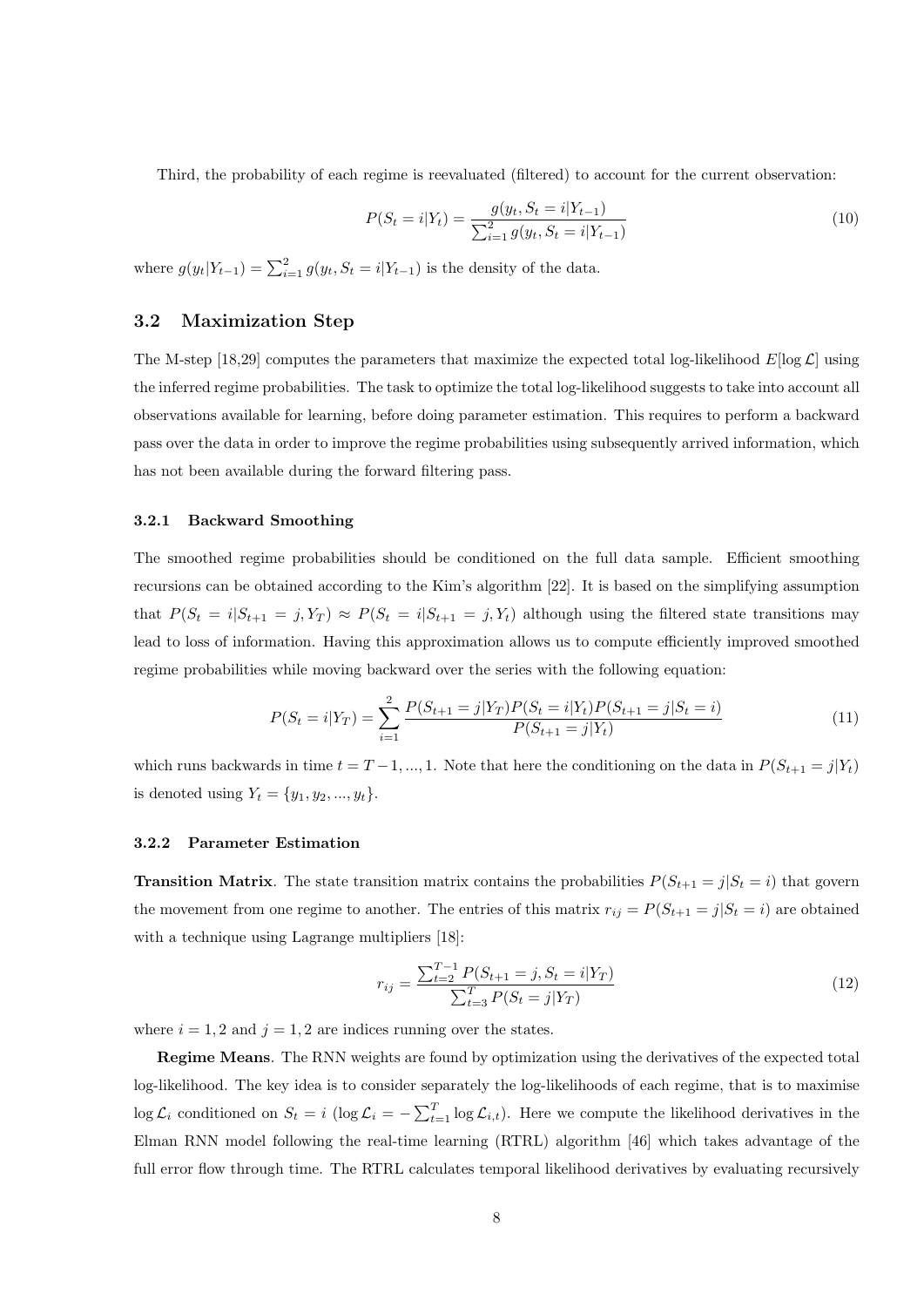Third, the probability of each regime is reevaluated (filtered) to account for the current observation:

$$P(S_t = i|Y_t) = \frac{g(y_t, S_t = i|Y_{t-1})}{\sum_{i=1}^{2} g(y_t, S_t = i|Y_{t-1})} \tag{10}$$

where $g(y_t|Y_{t-1}) = \sum_{i=1}^{2} g(y_t, S_t = i|Y_{t-1})$ is the density of the data.

## 3.2 Maximization Step

The M-step [18,29] computes the parameters that maximize the expected total log-likelihood $E[\log \mathcal{L}]$ using the inferred regime probabilities. The task to optimize the total log-likelihood suggests to take into account all observations available for learning, before doing parameter estimation. This requires to perform a backward pass over the data in order to improve the regime probabilities using subsequently arrived information, which has not been available during the forward filtering pass.

### 3.2.1 Backward Smoothing

The smoothed regime probabilities should be conditioned on the full data sample. Efficient smoothing recursions can be obtained according to the Kim's algorithm [22]. It is based on the simplifying assumption that $P(S_t = i|S_{t+1} = j, Y_T) \approx P(S_t = i|S_{t+1} = j, Y_t)$ although using the filtered state transitions may lead to loss of information. Having this approximation allows us to compute efficiently improved smoothed regime probabilities while moving backward over the series with the following equation:

$$P(S_t = i|Y_T) = \sum_{i=1}^{2} \frac{P(S_{t+1} = j|Y_T) P(S_t = i|Y_t) P(S_{t+1} = j|S_t = i)}{P(S_{t+1} = j|Y_t)} \tag{11}$$

which runs backwards in time $t = T-1, ..., 1$. Note that here the conditioning on the data in $P(S_{t+1} = j|Y_t)$ is denoted using $Y_t = \{y_1, y_2, ..., y_t\}$.

### 3.2.2 Parameter Estimation

**Transition Matrix**. The state transition matrix contains the probabilities $P(S_{t+1} = j|S_t = i)$ that govern the movement from one regime to another. The entries of this matrix $r_{ij} = P(S_{t+1} = j|S_t = i)$ are obtained with a technique using Lagrange multipliers [18]:

$$r_{ij} = \frac{\sum_{t=2}^{T-1} P(S_{t+1} = j, S_t = i|Y_T)}{\sum_{t=3}^{T} P(S_t = j|Y_T)} \tag{12}$$

where $i = 1, 2$ and $j = 1, 2$ are indices running over the states.

**Regime Means**. The RNN weights are found by optimization using the derivatives of the expected total log-likelihood. The key idea is to consider separately the log-likelihoods of each regime, that is to maximise $\log \mathcal{L}_i$ conditioned on $S_t = i$ ($\log \mathcal{L}_i = -\sum_{t=1}^{T} \log \mathcal{L}_{i,t}$). Here we compute the likelihood derivatives in the Elman RNN model following the real-time learning (RTRL) algorithm [46] which takes advantage of the full error flow through time. The RTRL calculates temporal likelihood derivatives by evaluating recursively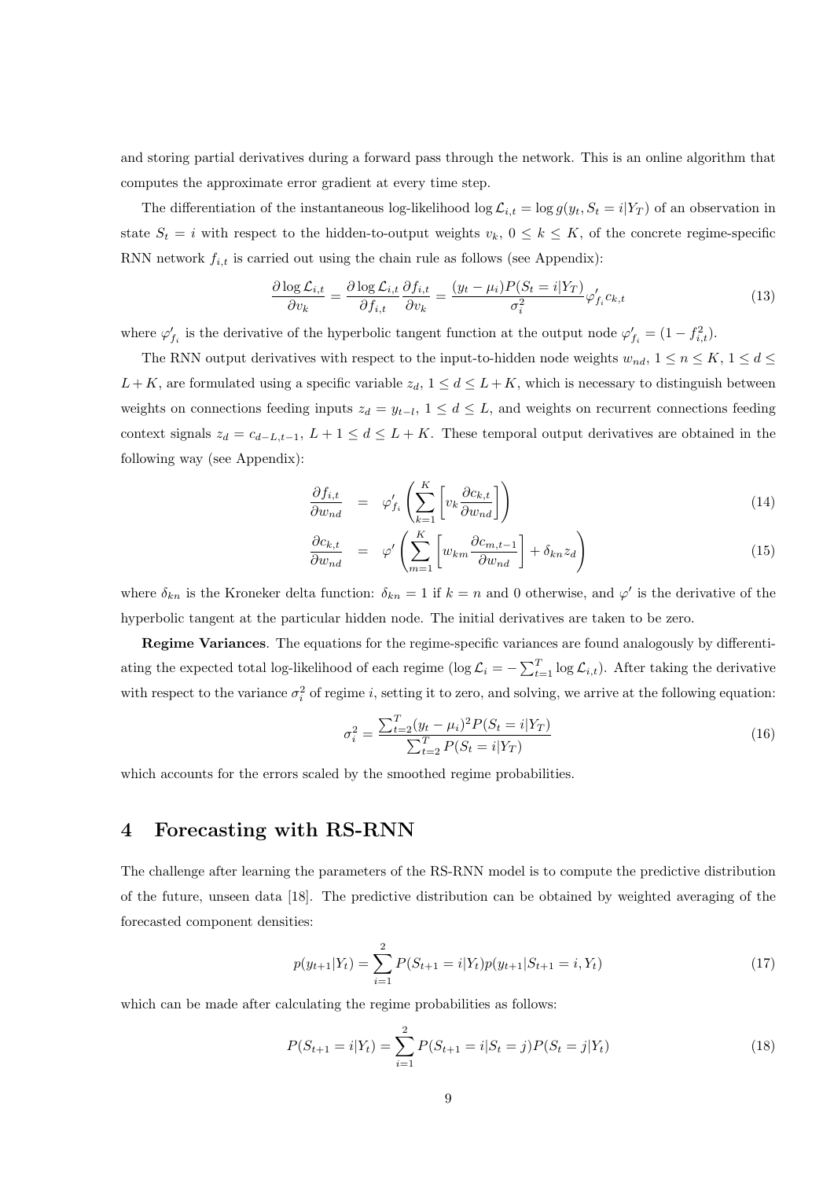and storing partial derivatives during a forward pass through the network. This is an online algorithm that computes the approximate error gradient at every time step.

The differentiation of the instantaneous log-likelihood $\log \mathcal{L}_{i,t} = \log g(y_t, S_t = i|Y_T)$ of an observation in state $S_t = i$ with respect to the hidden-to-output weights $v_k$, $0 \leq k \leq K$, of the concrete regime-specific RNN network $f_{i,t}$ is carried out using the chain rule as follows (see Appendix):

$$\frac{\partial \log \mathcal{L}_{i,t}}{\partial v_k} = \frac{\partial \log \mathcal{L}_{i,t}}{\partial f_{i,t}} \frac{\partial f_{i,t}}{\partial v_k} = \frac{(y_t - \mu_i) P(S_t = i|Y_T)}{\sigma_i^2} \varphi'_{f_i} c_{k,t} \tag{13}$$

where $\varphi'_{f_i}$ is the derivative of the hyperbolic tangent function at the output node $\varphi'_{f_i} = (1 - f_{i,t}^2)$.

The RNN output derivatives with respect to the input-to-hidden node weights $w_{nd}$, $1 \leq n \leq K$, $1 \leq d \leq L+K$, are formulated using a specific variable $z_d$, $1 \leq d \leq L+K$, which is necessary to distinguish between weights on connections feeding inputs $z_d = y_{t-l}$, $1 \leq d \leq L$, and weights on recurrent connections feeding context signals $z_d = c_{d-L,t-1}$, $L+1 \leq d \leq L+K$. These temporal output derivatives are obtained in the following way (see Appendix):

$$\frac{\partial f_{i,t}}{\partial w_{nd}} = \varphi'_{f_i} \left( \sum_{k=1}^{K} \left[ v_k \frac{\partial c_{k,t}}{\partial w_{nd}} \right] \right) \tag{14}$$

$$\frac{\partial c_{k,t}}{\partial w_{nd}} = \varphi' \left( \sum_{m=1}^{K} \left[ w_{km} \frac{\partial c_{m,t-1}}{\partial w_{nd}} \right] + \delta_{kn} z_d \right) \tag{15}$$

where $\delta_{kn}$ is the Kroneker delta function: $\delta_{kn} = 1$ if $k = n$ and 0 otherwise, and $\varphi'$ is the derivative of the hyperbolic tangent at the particular hidden node. The initial derivatives are taken to be zero.

**Regime Variances**. The equations for the regime-specific variances are found analogously by differentiating the expected total log-likelihood of each regime ($\log \mathcal{L}_i = -\sum_{t=1}^{T} \log \mathcal{L}_{i,t}$). After taking the derivative with respect to the variance $\sigma_i^2$ of regime $i$, setting it to zero, and solving, we arrive at the following equation:

$$\sigma_i^2 = \frac{\sum_{t=2}^{T} (y_t - \mu_i)^2 P(S_t = i|Y_T)}{\sum_{t=2}^{T} P(S_t = i|Y_T)} \tag{16}$$

which accounts for the errors scaled by the smoothed regime probabilities.

# 4 Forecasting with RS-RNN

The challenge after learning the parameters of the RS-RNN model is to compute the predictive distribution of the future, unseen data [18]. The predictive distribution can be obtained by weighted averaging of the forecasted component densities:

$$p(y_{t+1}|Y_t) = \sum_{i=1}^{2} P(S_{t+1} = i|Y_t) p(y_{t+1}|S_{t+1} = i, Y_t) \tag{17}$$

which can be made after calculating the regime probabilities as follows:

$$P(S_{t+1} = i|Y_t) = \sum_{i=1}^{2} P(S_{t+1} = i|S_t = j) P(S_t = j|Y_t) \tag{18}$$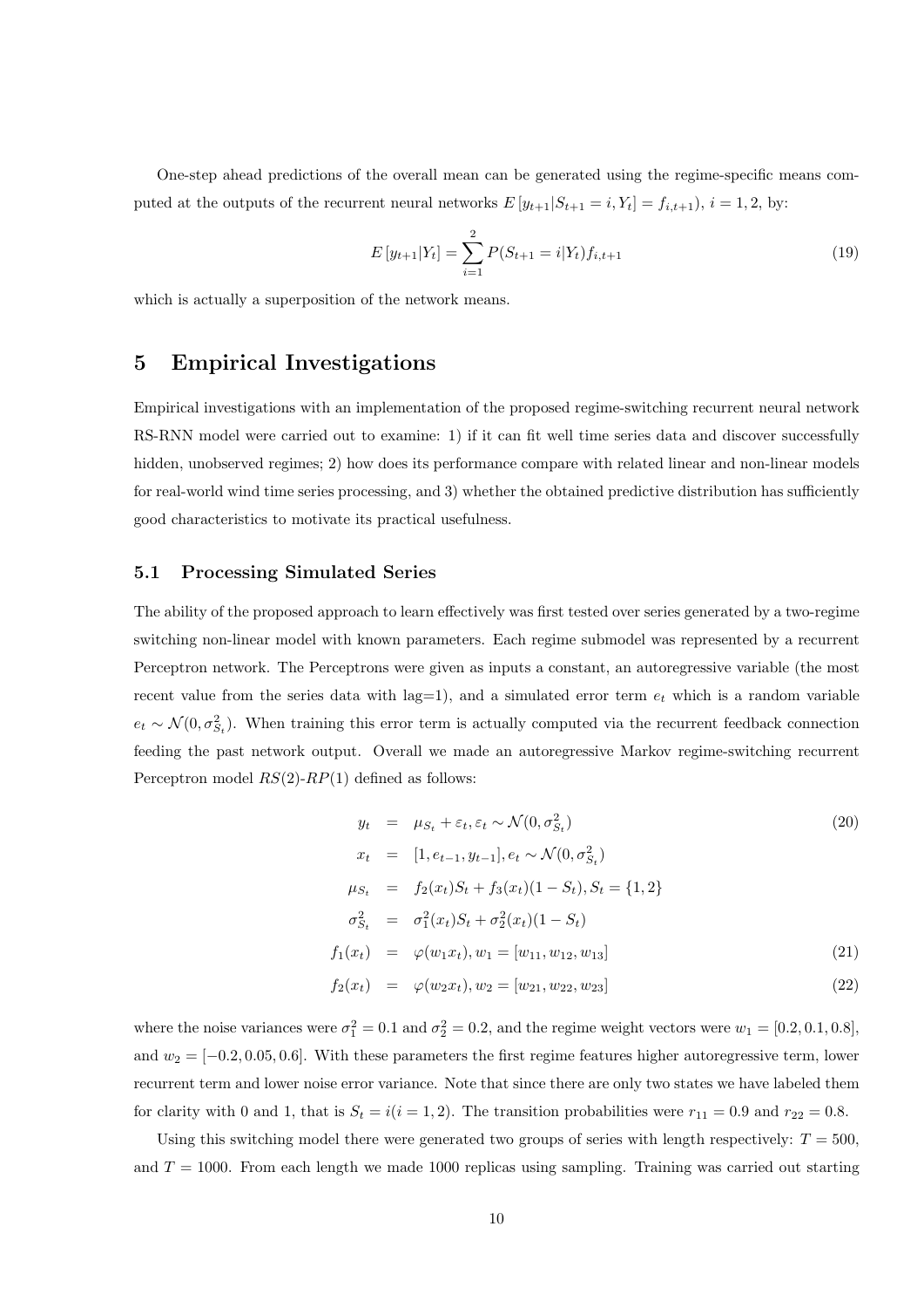One-step ahead predictions of the overall mean can be generated using the regime-specific means computed at the outputs of the recurrent neural networks $E[y_{t+1}|S_{t+1} = i, Y_t] = f_{i,t+1})$, $i = 1, 2$, by:

$$E[y_{t+1}|Y_t] = \sum_{i=1}^{2} P(S_{t+1} = i|Y_t) f_{i,t+1} \tag{19}$$

which is actually a superposition of the network means.

# 5 Empirical Investigations

Empirical investigations with an implementation of the proposed regime-switching recurrent neural network RS-RNN model were carried out to examine: 1) if it can fit well time series data and discover successfully hidden, unobserved regimes; 2) how does its performance compare with related linear and non-linear models for real-world wind time series processing, and 3) whether the obtained predictive distribution has sufficiently good characteristics to motivate its practical usefulness.

## 5.1 Processing Simulated Series

The ability of the proposed approach to learn effectively was first tested over series generated by a two-regime switching non-linear model with known parameters. Each regime submodel was represented by a recurrent Perceptron network. The Perceptrons were given as inputs a constant, an autoregressive variable (the most recent value from the series data with lag=1), and a simulated error term $e_t$ which is a random variable $e_t \sim \mathcal{N}(0, \sigma^2_{S_t})$. When training this error term is actually computed via the recurrent feedback connection feeding the past network output. Overall we made an autoregressive Markov regime-switching recurrent Perceptron model $RS(2)$-$RP(1)$ defined as follows:

$$\begin{aligned}
y_t &= \mu_{S_t} + \varepsilon_t, \varepsilon_t \sim \mathcal{N}(0, \sigma^2_{S_t}) && (20)\\
x_t &= [1, e_{t-1}, y_{t-1}], e_t \sim \mathcal{N}(0, \sigma^2_{S_t}) \\
\mu_{S_t} &= f_2(x_t) S_t + f_3(x_t)(1 - S_t), S_t = \{1, 2\} \\
\sigma^2_{S_t} &= \sigma^2_1(x_t) S_t + \sigma^2_2(x_t)(1 - S_t) \\
f_1(x_t) &= \varphi(w_1 x_t), w_1 = [w_{11}, w_{12}, w_{13}] && (21)\\
f_2(x_t) &= \varphi(w_2 x_t), w_2 = [w_{21}, w_{22}, w_{23}] && (22)
\end{aligned}$$

where the noise variances were $\sigma^2_1 = 0.1$ and $\sigma^2_2 = 0.2$, and the regime weight vectors were $w_1 = [0.2, 0.1, 0.8]$, and $w_2 = [-0.2, 0.05, 0.6]$. With these parameters the first regime features higher autoregressive term, lower recurrent term and lower noise error variance. Note that since there are only two states we have labeled them for clarity with 0 and 1, that is $S_t = i (i = 1, 2)$. The transition probabilities were $r_{11} = 0.9$ and $r_{22} = 0.8$.

Using this switching model there were generated two groups of series with length respectively: $T = 500$, and $T = 1000$. From each length we made 1000 replicas using sampling. Training was carried out starting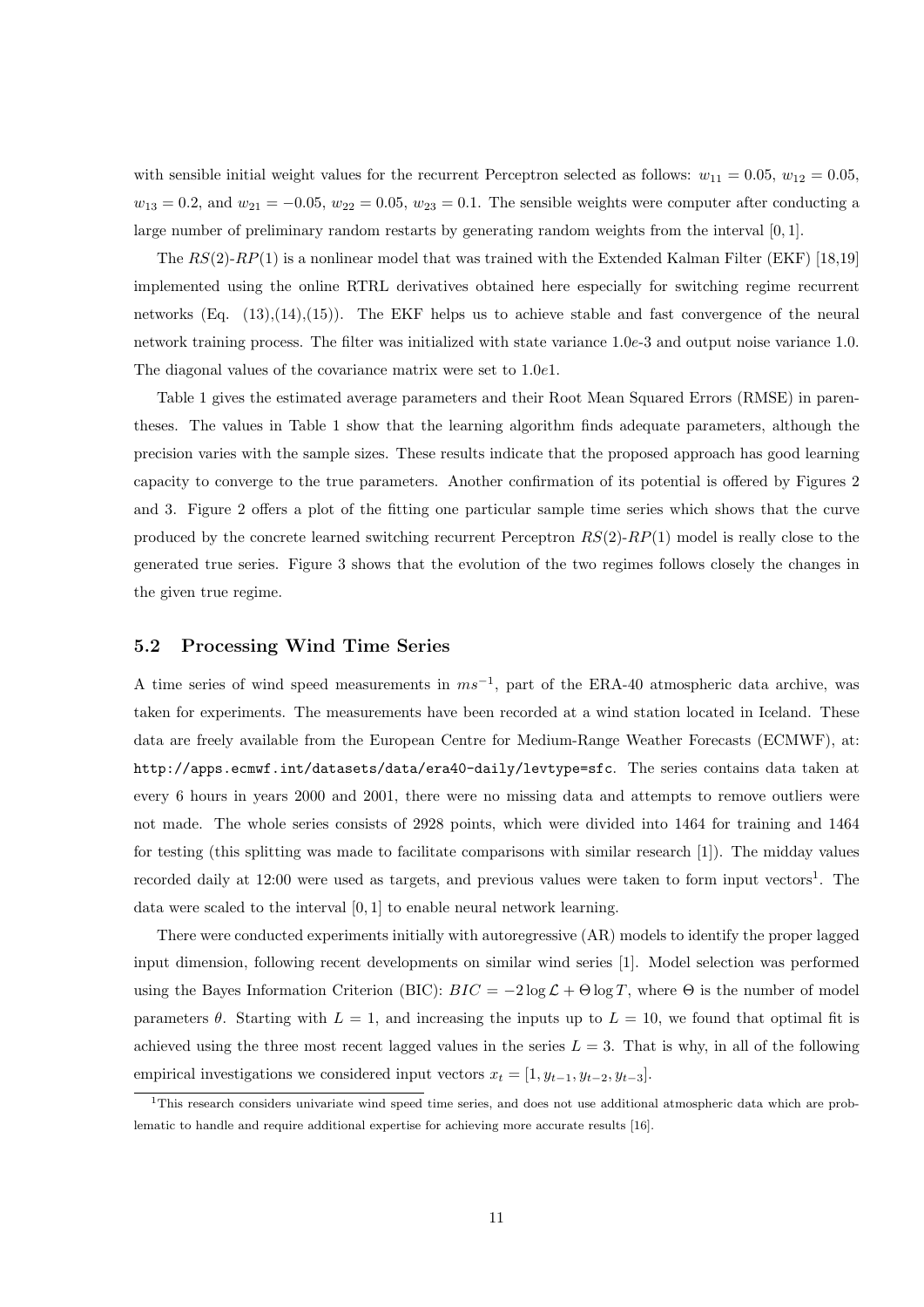with sensible initial weight values for the recurrent Perceptron selected as follows: $w_{11} = 0.05$, $w_{12} = 0.05$, $w_{13} = 0.2$, and $w_{21} = -0.05$, $w_{22} = 0.05$, $w_{23} = 0.1$. The sensible weights were computer after conducting a large number of preliminary random restarts by generating random weights from the interval $[0, 1]$.

The $RS(2)$-$RP(1)$ is a nonlinear model that was trained with the Extended Kalman Filter (EKF) [18,19] implemented using the online RTRL derivatives obtained here especially for switching regime recurrent networks (Eq. (13),(14),(15)). The EKF helps us to achieve stable and fast convergence of the neural network training process. The filter was initialized with state variance 1.0$e$-3 and output noise variance 1.0. The diagonal values of the covariance matrix were set to 1.0$e$1.

Table 1 gives the estimated average parameters and their Root Mean Squared Errors (RMSE) in parentheses. The values in Table 1 show that the learning algorithm finds adequate parameters, although the precision varies with the sample sizes. These results indicate that the proposed approach has good learning capacity to converge to the true parameters. Another confirmation of its potential is offered by Figures 2 and 3. Figure 2 offers a plot of the fitting one particular sample time series which shows that the curve produced by the concrete learned switching recurrent Perceptron $RS(2)$-$RP(1)$ model is really close to the generated true series. Figure 3 shows that the evolution of the two regimes follows closely the changes in the given true regime.

### 5.2 Processing Wind Time Series

A time series of wind speed measurements in $ms^{-1}$, part of the ERA-40 atmospheric data archive, was taken for experiments. The measurements have been recorded at a wind station located in Iceland. These data are freely available from the European Centre for Medium-Range Weather Forecasts (ECMWF), at: `http://apps.ecmwf.int/datasets/data/era40-daily/levtype=sfc`. The series contains data taken at every 6 hours in years 2000 and 2001, there were no missing data and attempts to remove outliers were not made. The whole series consists of 2928 points, which were divided into 1464 for training and 1464 for testing (this splitting was made to facilitate comparisons with similar research [1]). The midday values recorded daily at 12:00 were used as targets, and previous values were taken to form input vectors[1]. The data were scaled to the interval $[0, 1]$ to enable neural network learning.

There were conducted experiments initially with autoregressive (AR) models to identify the proper lagged input dimension, following recent developments on similar wind series [1]. Model selection was performed using the Bayes Information Criterion (BIC): $BIC = -2 \log \mathcal{L} + \Theta \log T$, where $\Theta$ is the number of model parameters $\theta$. Starting with $L = 1$, and increasing the inputs up to $L = 10$, we found that optimal fit is achieved using the three most recent lagged values in the series $L = 3$. That is why, in all of the following empirical investigations we considered input vectors $x_t = [1, y_{t-1}, y_{t-2}, y_{t-3}]$.

[1] This research considers univariate wind speed time series, and does not use additional atmospheric data which are problematic to handle and require additional expertise for achieving more accurate results [16].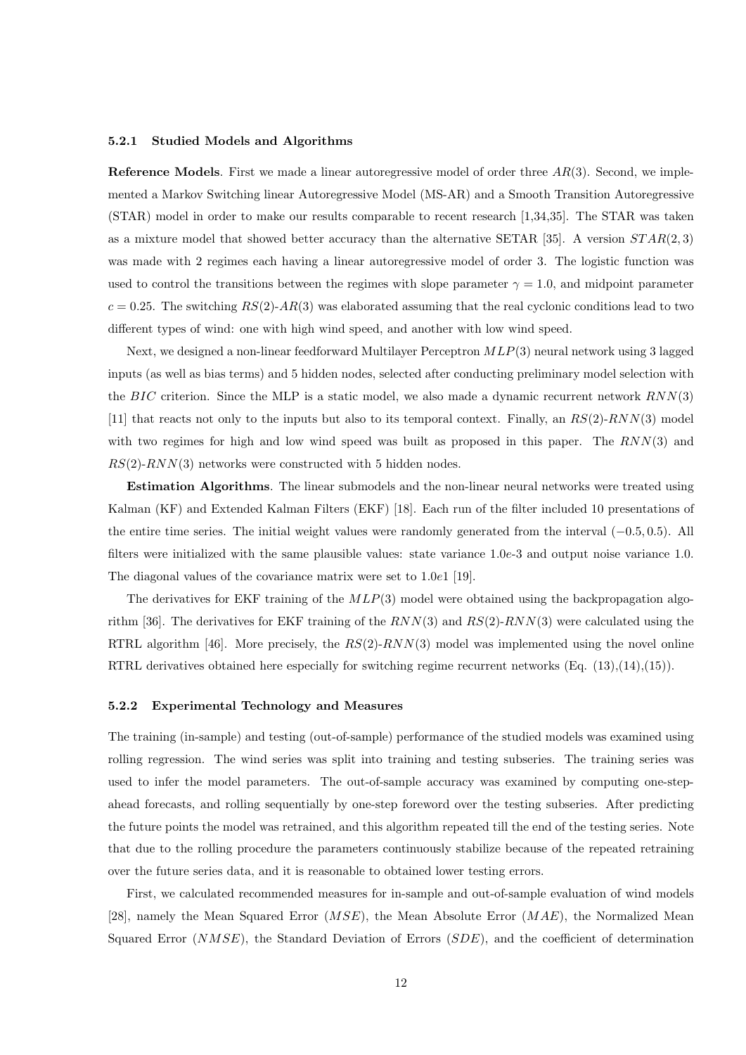#### 5.2.1 Studied Models and Algorithms

**Reference Models**. First we made a linear autoregressive model of order three $AR(3)$. Second, we implemented a Markov Switching linear Autoregressive Model (MS-AR) and a Smooth Transition Autoregressive (STAR) model in order to make our results comparable to recent research [1,34,35]. The STAR was taken as a mixture model that showed better accuracy than the alternative SETAR [35]. A version $STAR(2,3)$ was made with 2 regimes each having a linear autoregressive model of order 3. The logistic function was used to control the transitions between the regimes with slope parameter $\gamma = 1.0$, and midpoint parameter $c = 0.25$. The switching $RS(2)$-$AR(3)$ was elaborated assuming that the real cyclonic conditions lead to two different types of wind: one with high wind speed, and another with low wind speed.

Next, we designed a non-linear feedforward Multilayer Perceptron $MLP(3)$ neural network using 3 lagged inputs (as well as bias terms) and 5 hidden nodes, selected after conducting preliminary model selection with the $BIC$ criterion. Since the MLP is a static model, we also made a dynamic recurrent network $RNN(3)$ [11] that reacts not only to the inputs but also to its temporal context. Finally, an $RS(2)$-$RNN(3)$ model with two regimes for high and low wind speed was built as proposed in this paper. The $RNN(3)$ and $RS(2)$-$RNN(3)$ networks were constructed with 5 hidden nodes.

**Estimation Algorithms**. The linear submodels and the non-linear neural networks were treated using Kalman (KF) and Extended Kalman Filters (EKF) [18]. Each run of the filter included 10 presentations of the entire time series. The initial weight values were randomly generated from the interval $(-0.5, 0.5)$. All filters were initialized with the same plausible values: state variance $1.0e$-3 and output noise variance 1.0. The diagonal values of the covariance matrix were set to $1.0e1$ [19].

The derivatives for EKF training of the $MLP(3)$ model were obtained using the backpropagation algorithm [36]. The derivatives for EKF training of the $RNN(3)$ and $RS(2)$-$RNN(3)$ were calculated using the RTRL algorithm [46]. More precisely, the $RS(2)$-$RNN(3)$ model was implemented using the novel online RTRL derivatives obtained here especially for switching regime recurrent networks (Eq. (13),(14),(15)).

#### 5.2.2 Experimental Technology and Measures

The training (in-sample) and testing (out-of-sample) performance of the studied models was examined using rolling regression. The wind series was split into training and testing subseries. The training series was used to infer the model parameters. The out-of-sample accuracy was examined by computing one-step-ahead forecasts, and rolling sequentially by one-step foreword over the testing subseries. After predicting the future points the model was retrained, and this algorithm repeated till the end of the testing series. Note that due to the rolling procedure the parameters continuously stabilize because of the repeated retraining over the future series data, and it is reasonable to obtained lower testing errors.

First, we calculated recommended measures for in-sample and out-of-sample evaluation of wind models [28], namely the Mean Squared Error ($MSE$), the Mean Absolute Error ($MAE$), the Normalized Mean Squared Error ($NMSE$), the Standard Deviation of Errors ($SDE$), and the coefficient of determination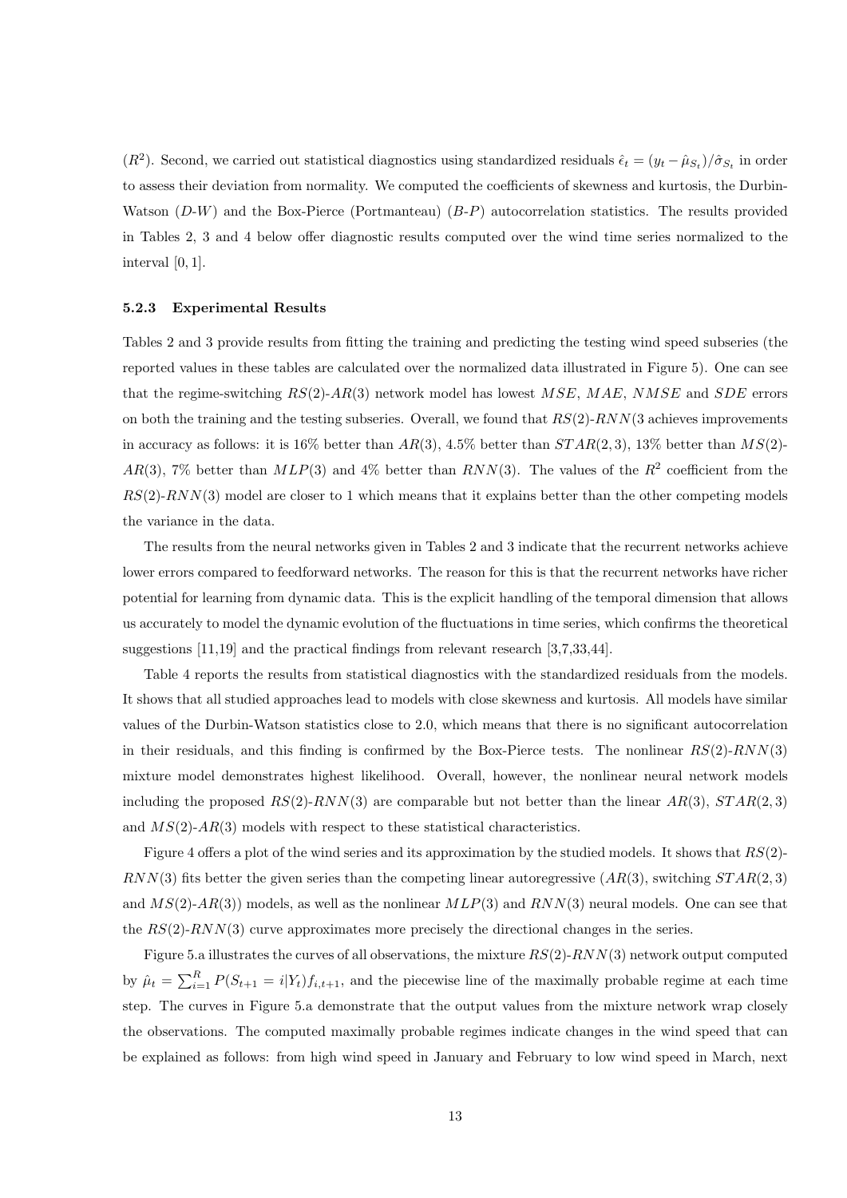($R^2$). Second, we carried out statistical diagnostics using standardized residuals $\hat{\epsilon}_t = (y_t - \hat{\mu}_{S_t})/\hat{\sigma}_{S_t}$ in order to assess their deviation from normality. We computed the coefficients of skewness and kurtosis, the Durbin-Watson (*D-W*) and the Box-Pierce (Portmanteau) (*B-P*) autocorrelation statistics. The results provided in Tables 2, 3 and 4 below offer diagnostic results computed over the wind time series normalized to the interval $[0, 1]$.

### 5.2.3 Experimental Results

Tables 2 and 3 provide results from fitting the training and predicting the testing wind speed subseries (the reported values in these tables are calculated over the normalized data illustrated in Figure 5). One can see that the regime-switching $RS(2)$-$AR(3)$ network model has lowest $MSE$, $MAE$, $NMSE$ and $SDE$ errors on both the training and the testing subseries. Overall, we found that $RS(2)$-$RNN$(3 achieves improvements in accuracy as follows: it is 16% better than $AR(3)$, 4.5% better than $STAR(2, 3)$, 13% better than $MS(2)$-$AR(3)$, 7% better than $MLP(3)$ and 4% better than $RNN(3)$. The values of the $R^2$ coefficient from the $RS(2)$-$RNN(3)$ model are closer to 1 which means that it explains better than the other competing models the variance in the data.

The results from the neural networks given in Tables 2 and 3 indicate that the recurrent networks achieve lower errors compared to feedforward networks. The reason for this is that the recurrent networks have richer potential for learning from dynamic data. This is the explicit handling of the temporal dimension that allows us accurately to model the dynamic evolution of the fluctuations in time series, which confirms the theoretical suggestions [11,19] and the practical findings from relevant research [3,7,33,44].

Table 4 reports the results from statistical diagnostics with the standardized residuals from the models. It shows that all studied approaches lead to models with close skewness and kurtosis. All models have similar values of the Durbin-Watson statistics close to 2.0, which means that there is no significant autocorrelation in their residuals, and this finding is confirmed by the Box-Pierce tests. The nonlinear $RS(2)$-$RNN(3)$ mixture model demonstrates highest likelihood. Overall, however, the nonlinear neural network models including the proposed $RS(2)$-$RNN(3)$ are comparable but not better than the linear $AR(3)$, $STAR(2, 3)$ and $MS(2)$-$AR(3)$ models with respect to these statistical characteristics.

Figure 4 offers a plot of the wind series and its approximation by the studied models. It shows that $RS(2)$-$RNN(3)$ fits better the given series than the competing linear autoregressive ($AR(3)$, switching $STAR(2, 3)$ and $MS(2)$-$AR(3)$) models, as well as the nonlinear $MLP(3)$ and $RNN(3)$ neural models. One can see that the $RS(2)$-$RNN(3)$ curve approximates more precisely the directional changes in the series.

Figure 5.a illustrates the curves of all observations, the mixture $RS(2)$-$RNN(3)$ network output computed by $\hat{\mu}_t = \sum_{i=1}^{R} P(S_{t+1} = i|Y_t) f_{i,t+1}$, and the piecewise line of the maximally probable regime at each time step. The curves in Figure 5.a demonstrate that the output values from the mixture network wrap closely the observations. The computed maximally probable regimes indicate changes in the wind speed that can be explained as follows: from high wind speed in January and February to low wind speed in March, next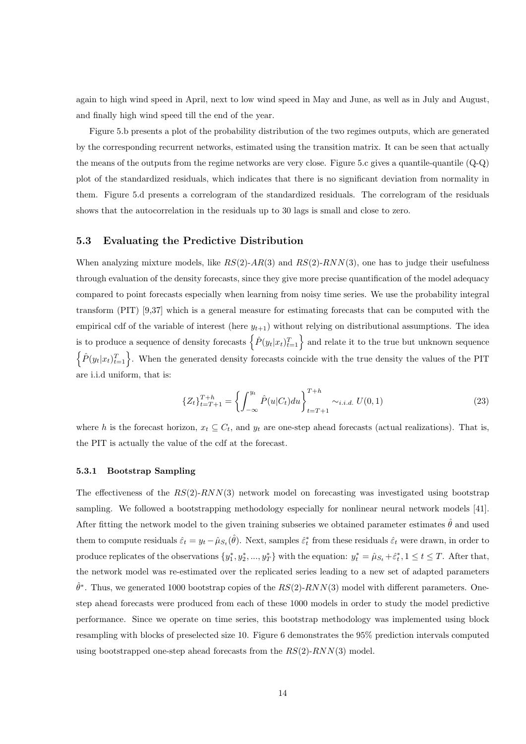again to high wind speed in April, next to low wind speed in May and June, as well as in July and August, and finally high wind speed till the end of the year.

Figure 5.b presents a plot of the probability distribution of the two regimes outputs, which are generated by the corresponding recurrent networks, estimated using the transition matrix. It can be seen that actually the means of the outputs from the regime networks are very close. Figure 5.c gives a quantile-quantile (Q-Q) plot of the standardized residuals, which indicates that there is no significant deviation from normality in them. Figure 5.d presents a correlogram of the standardized residuals. The correlogram of the residuals shows that the autocorrelation in the residuals up to 30 lags is small and close to zero.

### 5.3 Evaluating the Predictive Distribution

When analyzing mixture models, like $RS(2)$-$AR(3)$ and $RS(2)$-$RNN(3)$, one has to judge their usefulness through evaluation of the density forecasts, since they give more precise quantification of the model adequacy compared to point forecasts especially when learning from noisy time series. We use the probability integral transform (PIT) [9,37] which is a general measure for estimating forecasts that can be computed with the empirical cdf of the variable of interest (here $y_{t+1}$) without relying on distributional assumptions. The idea is to produce a sequence of density forecasts $\left\{\hat{P}(y_t|x_t)_{t=1}^{T}\right\}$ and relate it to the true but unknown sequence $\left\{\hat{P}(y_t|x_t)_{t=1}^{T}\right\}$. When the generated density forecasts coincide with the true density the values of the PIT are i.i.d uniform, that is:

$$\{Z_t\}_{t=T+1}^{T+h} = \left\{ \int_{-\infty}^{y_t} \hat{P}(u|C_t)du \right\}_{t=T+1}^{T+h} \sim_{i.i.d.} U(0,1) \tag{23}$$

where $h$ is the forecast horizon, $x_t \subseteq C_t$, and $y_t$ are one-step ahead forecasts (actual realizations). That is, the PIT is actually the value of the cdf at the forecast.

#### 5.3.1 Bootstrap Sampling

The effectiveness of the $RS(2)$-$RNN(3)$ network model on forecasting was investigated using bootstrap sampling. We followed a bootstrapping methodology especially for nonlinear neural network models [41]. After fitting the network model to the given training subseries we obtained parameter estimates $\hat{\theta}$ and used them to compute residuals $\hat{\varepsilon}_t = y_t - \hat{\mu}_{S_t}(\hat{\theta})$. Next, samples $\hat{\varepsilon}_t^*$ from these residuals $\hat{\varepsilon}_t$ were drawn, in order to produce replicates of the observations $\{y_1^*, y_2^*, ..., y_T^*\}$ with the equation: $y_t^* = \hat{\mu}_{S_t} + \hat{\varepsilon}_t^*, 1 \leq t \leq T$. After that, the network model was re-estimated over the replicated series leading to a new set of adapted parameters $\hat{\theta}^*$. Thus, we generated 1000 bootstrap copies of the $RS(2)$-$RNN(3)$ model with different parameters. One-step ahead forecasts were produced from each of these 1000 models in order to study the model predictive performance. Since we operate on time series, this bootstrap methodology was implemented using block resampling with blocks of preselected size 10. Figure 6 demonstrates the 95% prediction intervals computed using bootstrapped one-step ahead forecasts from the $RS(2)$-$RNN(3)$ model.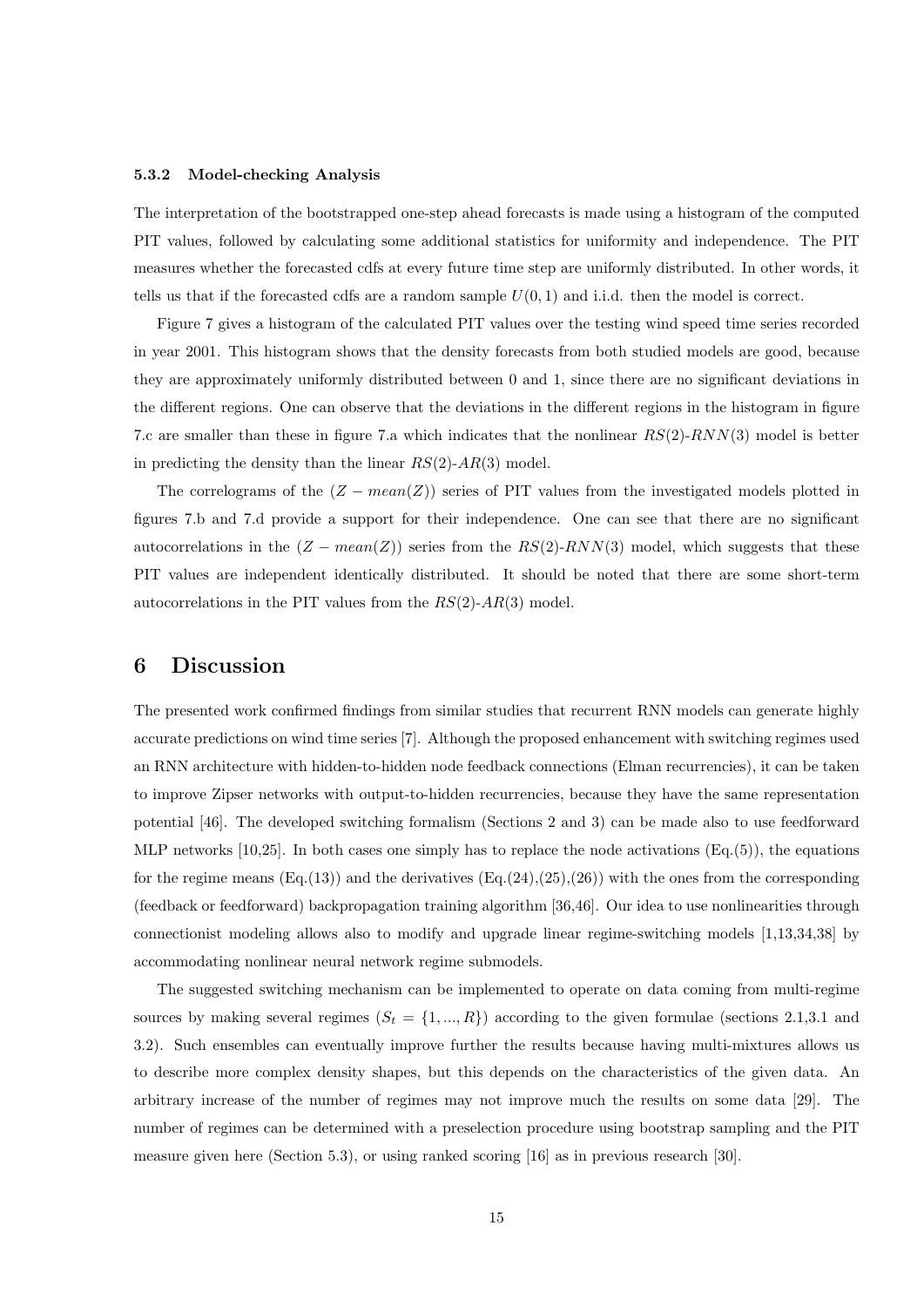#### 5.3.2 Model-checking Analysis

The interpretation of the bootstrapped one-step ahead forecasts is made using a histogram of the computed PIT values, followed by calculating some additional statistics for uniformity and independence. The PIT measures whether the forecasted cdfs at every future time step are uniformly distributed. In other words, it tells us that if the forecasted cdfs are a random sample $U(0, 1)$ and i.i.d. then the model is correct.

Figure 7 gives a histogram of the calculated PIT values over the testing wind speed time series recorded in year 2001. This histogram shows that the density forecasts from both studied models are good, because they are approximately uniformly distributed between 0 and 1, since there are no significant deviations in the different regions. One can observe that the deviations in the different regions in the histogram in figure 7.c are smaller than these in figure 7.a which indicates that the nonlinear $RS(2)$-$RNN(3)$ model is better in predicting the density than the linear $RS(2)$-$AR(3)$ model.

The correlograms of the $(Z - mean(Z))$ series of PIT values from the investigated models plotted in figures 7.b and 7.d provide a support for their independence. One can see that there are no significant autocorrelations in the $(Z - mean(Z))$ series from the $RS(2)$-$RNN(3)$ model, which suggests that these PIT values are independent identically distributed. It should be noted that there are some short-term autocorrelations in the PIT values from the $RS(2)$-$AR(3)$ model.

# 6 Discussion

The presented work confirmed findings from similar studies that recurrent RNN models can generate highly accurate predictions on wind time series [7]. Although the proposed enhancement with switching regimes used an RNN architecture with hidden-to-hidden node feedback connections (Elman recurrencies), it can be taken to improve Zipser networks with output-to-hidden recurrencies, because they have the same representation potential [46]. The developed switching formalism (Sections 2 and 3) can be made also to use feedforward MLP networks [10,25]. In both cases one simply has to replace the node activations (Eq.(5)), the equations for the regime means (Eq.(13)) and the derivatives (Eq.(24),(25),(26)) with the ones from the corresponding (feedback or feedforward) backpropagation training algorithm [36,46]. Our idea to use nonlinearities through connectionist modeling allows also to modify and upgrade linear regime-switching models [1,13,34,38] by accommodating nonlinear neural network regime submodels.

The suggested switching mechanism can be implemented to operate on data coming from multi-regime sources by making several regimes ($S_t = \{1, ..., R\}$) according to the given formulae (sections 2.1,3.1 and 3.2). Such ensembles can eventually improve further the results because having multi-mixtures allows us to describe more complex density shapes, but this depends on the characteristics of the given data. An arbitrary increase of the number of regimes may not improve much the results on some data [29]. The number of regimes can be determined with a preselection procedure using bootstrap sampling and the PIT measure given here (Section 5.3), or using ranked scoring [16] as in previous research [30].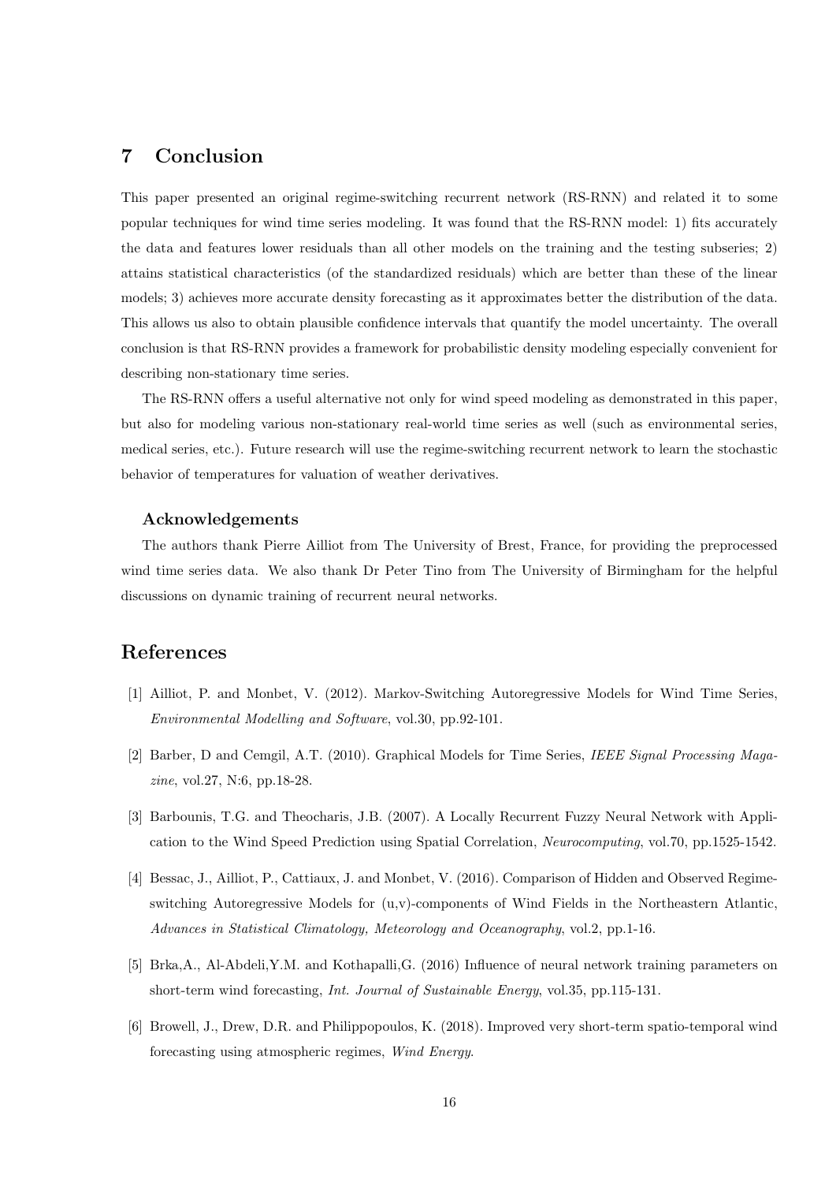## 7 Conclusion

This paper presented an original regime-switching recurrent network (RS-RNN) and related it to some popular techniques for wind time series modeling. It was found that the RS-RNN model: 1) fits accurately the data and features lower residuals than all other models on the training and the testing subseries; 2) attains statistical characteristics (of the standardized residuals) which are better than these of the linear models; 3) achieves more accurate density forecasting as it approximates better the distribution of the data. This allows us also to obtain plausible confidence intervals that quantify the model uncertainty. The overall conclusion is that RS-RNN provides a framework for probabilistic density modeling especially convenient for describing non-stationary time series.

The RS-RNN offers a useful alternative not only for wind speed modeling as demonstrated in this paper, but also for modeling various non-stationary real-world time series as well (such as environmental series, medical series, etc.). Future research will use the regime-switching recurrent network to learn the stochastic behavior of temperatures for valuation of weather derivatives.

### Acknowledgements

The authors thank Pierre Ailliot from The University of Brest, France, for providing the preprocessed wind time series data. We also thank Dr Peter Tino from The University of Birmingham for the helpful discussions on dynamic training of recurrent neural networks.

## References

[1] Ailliot, P. and Monbet, V. (2012). Markov-Switching Autoregressive Models for Wind Time Series, *Environmental Modelling and Software*, vol.30, pp.92-101.

[2] Barber, D and Cemgil, A.T. (2010). Graphical Models for Time Series, *IEEE Signal Processing Magazine*, vol.27, N:6, pp.18-28.

[3] Barbounis, T.G. and Theocharis, J.B. (2007). A Locally Recurrent Fuzzy Neural Network with Application to the Wind Speed Prediction using Spatial Correlation, *Neurocomputing*, vol.70, pp.1525-1542.

[4] Bessac, J., Ailliot, P., Cattiaux, J. and Monbet, V. (2016). Comparison of Hidden and Observed Regime-switching Autoregressive Models for (u,v)-components of Wind Fields in the Northeastern Atlantic, *Advances in Statistical Climatology, Meteorology and Oceanography*, vol.2, pp.1-16.

[5] Brka,A., Al-Abdeli,Y.M. and Kothapalli,G. (2016) Influence of neural network training parameters on short-term wind forecasting, *Int. Journal of Sustainable Energy*, vol.35, pp.115-131.

[6] Browell, J., Drew, D.R. and Philippopoulos, K. (2018). Improved very short-term spatio-temporal wind forecasting using atmospheric regimes, *Wind Energy*.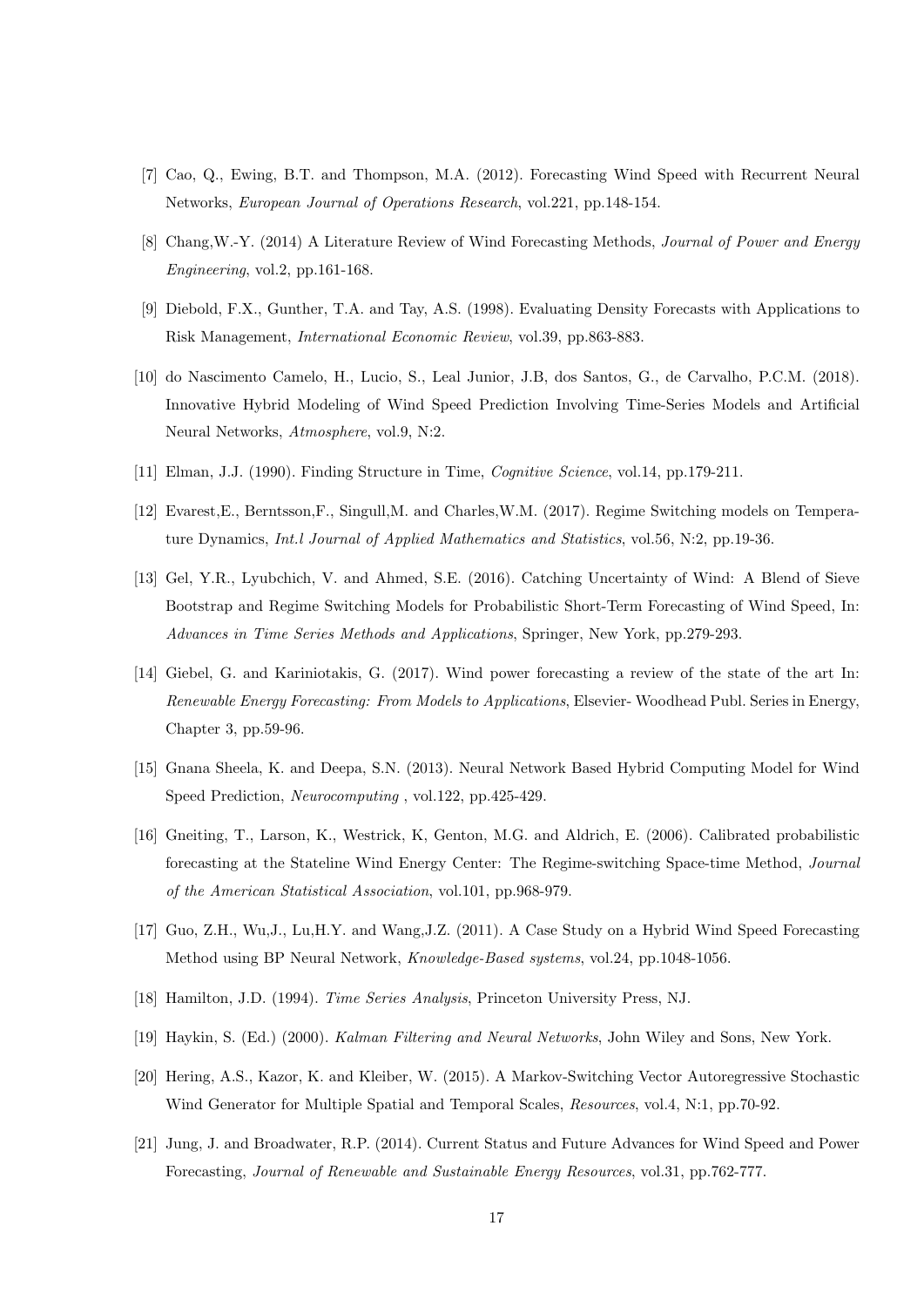[7] Cao, Q., Ewing, B.T. and Thompson, M.A. (2012). Forecasting Wind Speed with Recurrent Neural Networks, *European Journal of Operations Research*, vol.221, pp.148-154.

[8] Chang,W.-Y. (2014) A Literature Review of Wind Forecasting Methods, *Journal of Power and Energy Engineering*, vol.2, pp.161-168.

[9] Diebold, F.X., Gunther, T.A. and Tay, A.S. (1998). Evaluating Density Forecasts with Applications to Risk Management, *International Economic Review*, vol.39, pp.863-883.

[10] do Nascimento Camelo, H., Lucio, S., Leal Junior, J.B, dos Santos, G., de Carvalho, P.C.M. (2018). Innovative Hybrid Modeling of Wind Speed Prediction Involving Time-Series Models and Artificial Neural Networks, *Atmosphere*, vol.9, N:2.

[11] Elman, J.J. (1990). Finding Structure in Time, *Cognitive Science*, vol.14, pp.179-211.

[12] Evarest,E., Berntsson,F., Singull,M. and Charles,W.M. (2017). Regime Switching models on Temperature Dynamics, *Int.l Journal of Applied Mathematics and Statistics*, vol.56, N:2, pp.19-36.

[13] Gel, Y.R., Lyubchich, V. and Ahmed, S.E. (2016). Catching Uncertainty of Wind: A Blend of Sieve Bootstrap and Regime Switching Models for Probabilistic Short-Term Forecasting of Wind Speed, In: *Advances in Time Series Methods and Applications*, Springer, New York, pp.279-293.

[14] Giebel, G. and Kariniotakis, G. (2017). Wind power forecasting a review of the state of the art In: *Renewable Energy Forecasting: From Models to Applications*, Elsevier- Woodhead Publ. Series in Energy, Chapter 3, pp.59-96.

[15] Gnana Sheela, K. and Deepa, S.N. (2013). Neural Network Based Hybrid Computing Model for Wind Speed Prediction, *Neurocomputing* , vol.122, pp.425-429.

[16] Gneiting, T., Larson, K., Westrick, K, Genton, M.G. and Aldrich, E. (2006). Calibrated probabilistic forecasting at the Stateline Wind Energy Center: The Regime-switching Space-time Method, *Journal of the American Statistical Association*, vol.101, pp.968-979.

[17] Guo, Z.H., Wu,J., Lu,H.Y. and Wang,J.Z. (2011). A Case Study on a Hybrid Wind Speed Forecasting Method using BP Neural Network, *Knowledge-Based systems*, vol.24, pp.1048-1056.

[18] Hamilton, J.D. (1994). *Time Series Analysis*, Princeton University Press, NJ.

[19] Haykin, S. (Ed.) (2000). *Kalman Filtering and Neural Networks*, John Wiley and Sons, New York.

[20] Hering, A.S., Kazor, K. and Kleiber, W. (2015). A Markov-Switching Vector Autoregressive Stochastic Wind Generator for Multiple Spatial and Temporal Scales, *Resources*, vol.4, N:1, pp.70-92.

[21] Jung, J. and Broadwater, R.P. (2014). Current Status and Future Advances for Wind Speed and Power Forecasting, *Journal of Renewable and Sustainable Energy Resources*, vol.31, pp.762-777.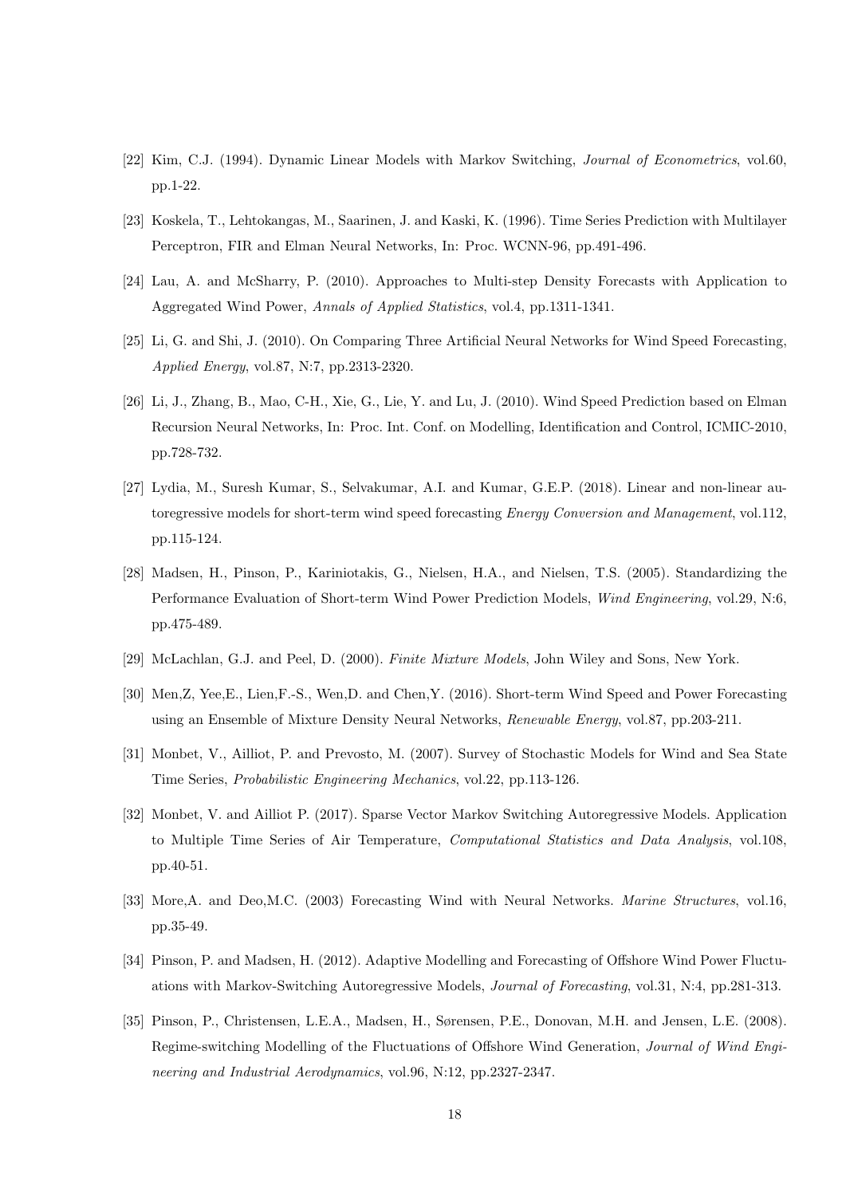[22] Kim, C.J. (1994). Dynamic Linear Models with Markov Switching, *Journal of Econometrics*, vol.60, pp.1-22.

[23] Koskela, T., Lehtokangas, M., Saarinen, J. and Kaski, K. (1996). Time Series Prediction with Multilayer Perceptron, FIR and Elman Neural Networks, In: Proc. WCNN-96, pp.491-496.

[24] Lau, A. and McSharry, P. (2010). Approaches to Multi-step Density Forecasts with Application to Aggregated Wind Power, *Annals of Applied Statistics*, vol.4, pp.1311-1341.

[25] Li, G. and Shi, J. (2010). On Comparing Three Artificial Neural Networks for Wind Speed Forecasting, *Applied Energy*, vol.87, N:7, pp.2313-2320.

[26] Li, J., Zhang, B., Mao, C-H., Xie, G., Lie, Y. and Lu, J. (2010). Wind Speed Prediction based on Elman Recursion Neural Networks, In: Proc. Int. Conf. on Modelling, Identification and Control, ICMIC-2010, pp.728-732.

[27] Lydia, M., Suresh Kumar, S., Selvakumar, A.I. and Kumar, G.E.P. (2018). Linear and non-linear autoregressive models for short-term wind speed forecasting *Energy Conversion and Management*, vol.112, pp.115-124.

[28] Madsen, H., Pinson, P., Kariniotakis, G., Nielsen, H.A., and Nielsen, T.S. (2005). Standardizing the Performance Evaluation of Short-term Wind Power Prediction Models, *Wind Engineering*, vol.29, N:6, pp.475-489.

[29] McLachlan, G.J. and Peel, D. (2000). *Finite Mixture Models*, John Wiley and Sons, New York.

[30] Men,Z, Yee,E., Lien,F.-S., Wen,D. and Chen,Y. (2016). Short-term Wind Speed and Power Forecasting using an Ensemble of Mixture Density Neural Networks, *Renewable Energy*, vol.87, pp.203-211.

[31] Monbet, V., Ailliot, P. and Prevosto, M. (2007). Survey of Stochastic Models for Wind and Sea State Time Series, *Probabilistic Engineering Mechanics*, vol.22, pp.113-126.

[32] Monbet, V. and Ailliot P. (2017). Sparse Vector Markov Switching Autoregressive Models. Application to Multiple Time Series of Air Temperature, *Computational Statistics and Data Analysis*, vol.108, pp.40-51.

[33] More,A. and Deo,M.C. (2003) Forecasting Wind with Neural Networks. *Marine Structures*, vol.16, pp.35-49.

[34] Pinson, P. and Madsen, H. (2012). Adaptive Modelling and Forecasting of Offshore Wind Power Fluctuations with Markov-Switching Autoregressive Models, *Journal of Forecasting*, vol.31, N:4, pp.281-313.

[35] Pinson, P., Christensen, L.E.A., Madsen, H., Sørensen, P.E., Donovan, M.H. and Jensen, L.E. (2008). Regime-switching Modelling of the Fluctuations of Offshore Wind Generation, *Journal of Wind Engineering and Industrial Aerodynamics*, vol.96, N:12, pp.2327-2347.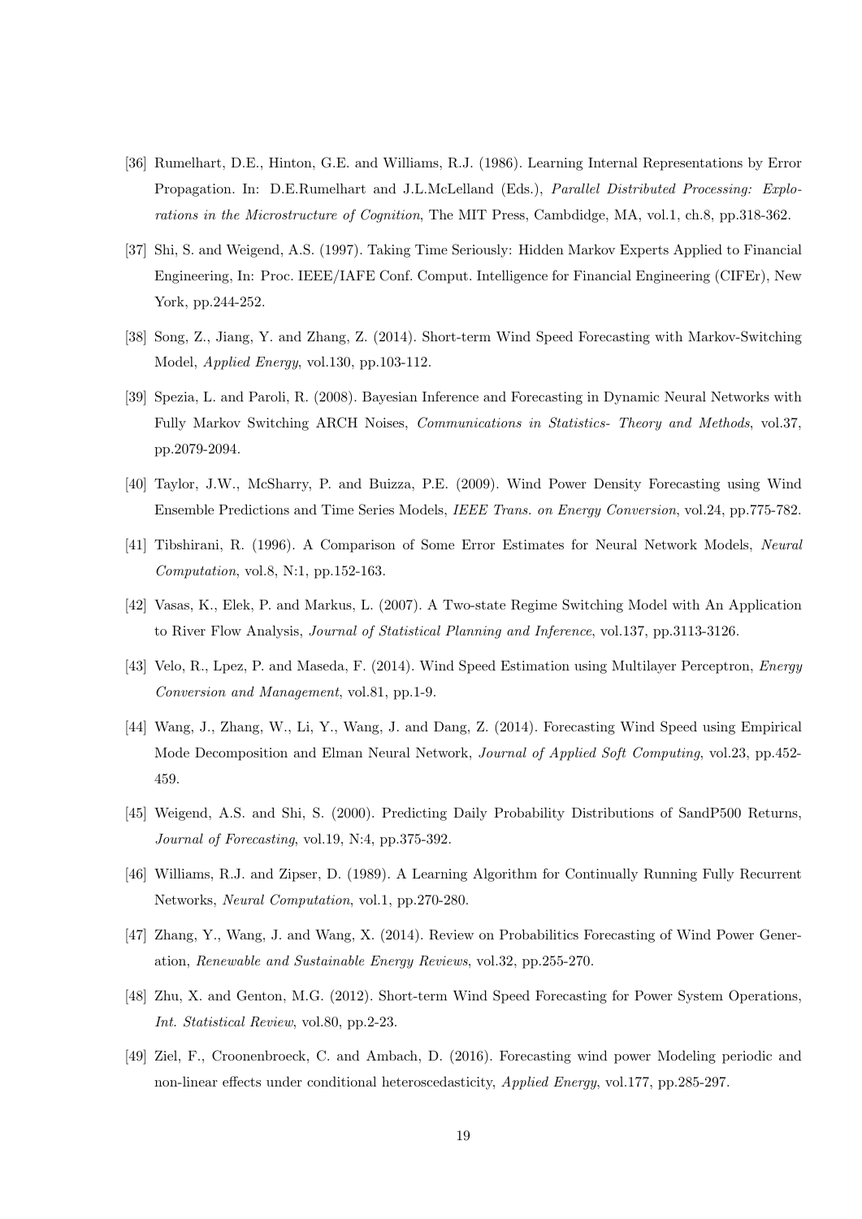[36] Rumelhart, D.E., Hinton, G.E. and Williams, R.J. (1986). Learning Internal Representations by Error Propagation. In: D.E.Rumelhart and J.L.McLelland (Eds.), *Parallel Distributed Processing: Explorations in the Microstructure of Cognition*, The MIT Press, Cambdidge, MA, vol.1, ch.8, pp.318-362.

[37] Shi, S. and Weigend, A.S. (1997). Taking Time Seriously: Hidden Markov Experts Applied to Financial Engineering, In: Proc. IEEE/IAFE Conf. Comput. Intelligence for Financial Engineering (CIFEr), New York, pp.244-252.

[38] Song, Z., Jiang, Y. and Zhang, Z. (2014). Short-term Wind Speed Forecasting with Markov-Switching Model, *Applied Energy*, vol.130, pp.103-112.

[39] Spezia, L. and Paroli, R. (2008). Bayesian Inference and Forecasting in Dynamic Neural Networks with Fully Markov Switching ARCH Noises, *Communications in Statistics- Theory and Methods*, vol.37, pp.2079-2094.

[40] Taylor, J.W., McSharry, P. and Buizza, P.E. (2009). Wind Power Density Forecasting using Wind Ensemble Predictions and Time Series Models, *IEEE Trans. on Energy Conversion*, vol.24, pp.775-782.

[41] Tibshirani, R. (1996). A Comparison of Some Error Estimates for Neural Network Models, *Neural Computation*, vol.8, N:1, pp.152-163.

[42] Vasas, K., Elek, P. and Markus, L. (2007). A Two-state Regime Switching Model with An Application to River Flow Analysis, *Journal of Statistical Planning and Inference*, vol.137, pp.3113-3126.

[43] Velo, R., Lpez, P. and Maseda, F. (2014). Wind Speed Estimation using Multilayer Perceptron, *Energy Conversion and Management*, vol.81, pp.1-9.

[44] Wang, J., Zhang, W., Li, Y., Wang, J. and Dang, Z. (2014). Forecasting Wind Speed using Empirical Mode Decomposition and Elman Neural Network, *Journal of Applied Soft Computing*, vol.23, pp.452-459.

[45] Weigend, A.S. and Shi, S. (2000). Predicting Daily Probability Distributions of SandP500 Returns, *Journal of Forecasting*, vol.19, N:4, pp.375-392.

[46] Williams, R.J. and Zipser, D. (1989). A Learning Algorithm for Continually Running Fully Recurrent Networks, *Neural Computation*, vol.1, pp.270-280.

[47] Zhang, Y., Wang, J. and Wang, X. (2014). Review on Probabilitics Forecasting of Wind Power Generation, *Renewable and Sustainable Energy Reviews*, vol.32, pp.255-270.

[48] Zhu, X. and Genton, M.G. (2012). Short-term Wind Speed Forecasting for Power System Operations, *Int. Statistical Review*, vol.80, pp.2-23.

[49] Ziel, F., Croonenbroeck, C. and Ambach, D. (2016). Forecasting wind power Modeling periodic and non-linear effects under conditional heteroscedasticity, *Applied Energy*, vol.177, pp.285-297.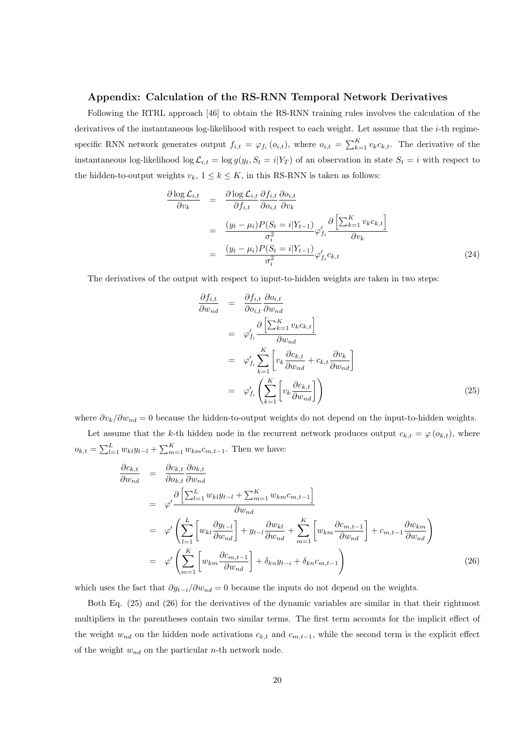### Appendix: Calculation of the RS-RNN Temporal Network Derivatives

Following the RTRL approach [46] to obtain the RS-RNN training rules involves the calculation of the derivatives of the instantaneous log-likelihood with respect to each weight. Let assume that the $i$-th regime-specific RNN network generates output $f_{i,t} = \varphi_{f_i}(o_{i,t})$, where $o_{i,t} = \sum_{k=1}^{K} v_k c_{k,t}$. The derivative of the instantaneous log-likelihood $\log \mathcal{L}_{i,t} = \log g(y_t, S_t = i|Y_T)$ of an observation in state $S_t = i$ with respect to the hidden-to-output weights $v_k$, $1 \le k \le K$, in this RS-RNN is taken as follows:

$$
\begin{aligned}
\frac{\partial \log \mathcal{L}_{i,t}}{\partial v_k} &= \frac{\partial \log \mathcal{L}_{i,t}}{\partial f_{i,t}} \frac{\partial f_{i,t}}{\partial o_{i,t}} \frac{\partial o_{i,t}}{\partial v_k} \\
&= \frac{(y_t - \mu_i) P(S_t = i|Y_{t-1})}{\sigma_i^2} \varphi'_{f_i} \frac{\partial \left[ \sum_{k=1}^{K} v_k c_{k,t} \right]}{\partial v_k} \\
&= \frac{(y_t - \mu_i) P(S_t = i|Y_{t-1})}{\sigma_i^2} \varphi'_{f_i} c_{k,t}
\end{aligned} \tag{24}
$$

The derivatives of the output with respect to input-to-hidden weights are taken in two steps:

$$
\begin{aligned}
\frac{\partial f_{i,t}}{\partial w_{nd}} &= \frac{\partial f_{i,t}}{\partial o_{i,t}} \frac{\partial o_{i,t}}{\partial w_{nd}} \\
&= \varphi'_{f_i} \frac{\partial \left[ \sum_{k=1}^{K} v_k c_{k,t} \right]}{\partial w_{nd}} \\
&= \varphi'_{f_i} \sum_{k=1}^{K} \left[ v_k \frac{\partial c_{k,t}}{\partial w_{nd}} + c_{k,t} \frac{\partial v_k}{\partial w_{nd}} \right] \\
&= \varphi'_{f_i} \left( \sum_{k=1}^{K} \left[ v_k \frac{\partial c_{k,t}}{\partial w_{nd}} \right] \right)
\end{aligned} \tag{25}
$$

where $\partial v_k / \partial w_{nd} = 0$ because the hidden-to-output weights do not depend on the input-to-hidden weights.

Let assume that the $k$-th hidden node in the recurrent network produces output $c_{k,t} = \varphi(o_{k,t})$, where $o_{k,t} = \sum_{l=1}^{L} w_{kl} y_{t-l} + \sum_{m=1}^{K} w_{km} c_{m,t-1}$. Then we have:

$$
\begin{aligned}
\frac{\partial c_{k,t}}{\partial w_{nd}} &= \frac{\partial c_{k,t}}{\partial o_{k,t}} \frac{\partial o_{k,t}}{\partial w_{nd}} \\
&= \varphi' \frac{\partial \left[ \sum_{l=1}^{L} w_{kl} y_{t-l} + \sum_{m=1}^{K} w_{km} c_{m,t-1} \right]}{\partial w_{nd}} \\
&= \varphi' \left( \sum_{l=1}^{L} \left[ w_{kl} \frac{\partial y_{t-l}}{\partial w_{nd}} \right] + y_{t-l} \frac{\partial w_{kl}}{\partial w_{nd}} + \sum_{m=1}^{K} \left[ w_{km} \frac{\partial c_{m,t-1}}{\partial w_{nd}} \right] + c_{m,t-1} \frac{\partial w_{km}}{\partial w_{nd}} \right) \\
&= \varphi' \left( \sum_{m=1}^{K} \left[ w_{km} \frac{\partial c_{m,t-1}}{\partial w_{nd}} \right] + \delta_{kn} y_{t-i} + \delta_{kn} c_{m,t-1} \right)
\end{aligned} \tag{26}
$$

which uses the fact that $\partial y_{t-i} / \partial w_{nd} = 0$ because the inputs do not depend on the weights.

Both Eq. (25) and (26) for the derivatives of the dynamic variables are similar in that their rightmost multipliers in the parentheses contain two similar terms. The first term accounts for the implicit effect of the weight $w_{nd}$ on the hidden node activations $c_{k,t}$ and $c_{m,t-1}$, while the second term is the explicit effect of the weight $w_{nd}$ on the particular $n$-th network node.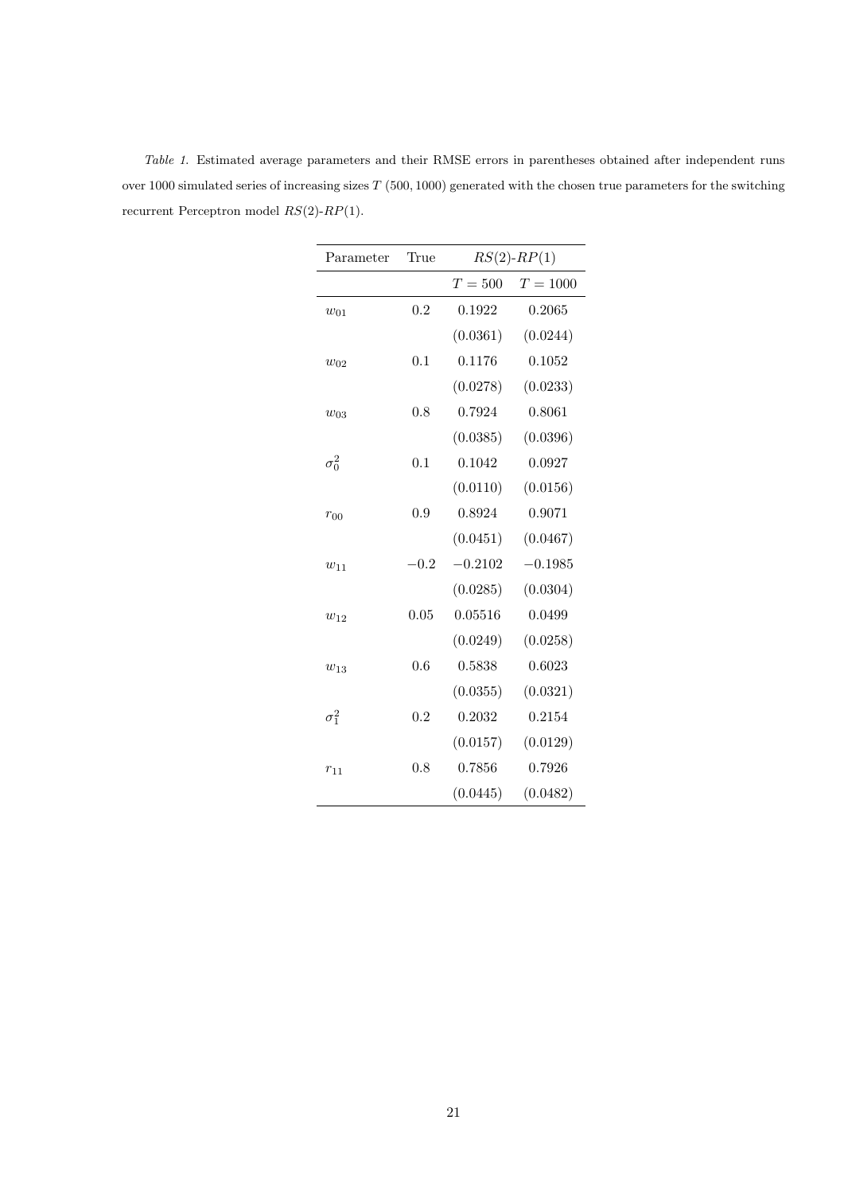*Table 1.* Estimated average parameters and their RMSE errors in parentheses obtained after independent runs over 1000 simulated series of increasing sizes $T$ $(500, 1000)$ generated with the chosen true parameters for the switching recurrent Perceptron model $RS(2)$-$RP(1)$.

| Parameter | True | $RS(2)$-$RP(1)$ | |
|---|---|---|---|
| | | $T = 500$ | $T = 1000$ |
| $w_{01}$ | 0.2 | 0.1922 | 0.2065 |
| | | (0.0361) | (0.0244) |
| $w_{02}$ | 0.1 | 0.1176 | 0.1052 |
| | | (0.0278) | (0.0233) |
| $w_{03}$ | 0.8 | 0.7924 | 0.8061 |
| | | (0.0385) | (0.0396) |
| $\sigma_0^2$ | 0.1 | 0.1042 | 0.0927 |
| | | (0.0110) | (0.0156) |
| $r_{00}$ | 0.9 | 0.8924 | 0.9071 |
| | | (0.0451) | (0.0467) |
| $w_{11}$ | $-0.2$ | $-0.2102$ | $-0.1985$ |
| | | (0.0285) | (0.0304) |
| $w_{12}$ | 0.05 | 0.05516 | 0.0499 |
| | | (0.0249) | (0.0258) |
| $w_{13}$ | 0.6 | 0.5838 | 0.6023 |
| | | (0.0355) | (0.0321) |
| $\sigma_1^2$ | 0.2 | 0.2032 | 0.2154 |
| | | (0.0157) | (0.0129) |
| $r_{11}$ | 0.8 | 0.7856 | 0.7926 |
| | | (0.0445) | (0.0482) |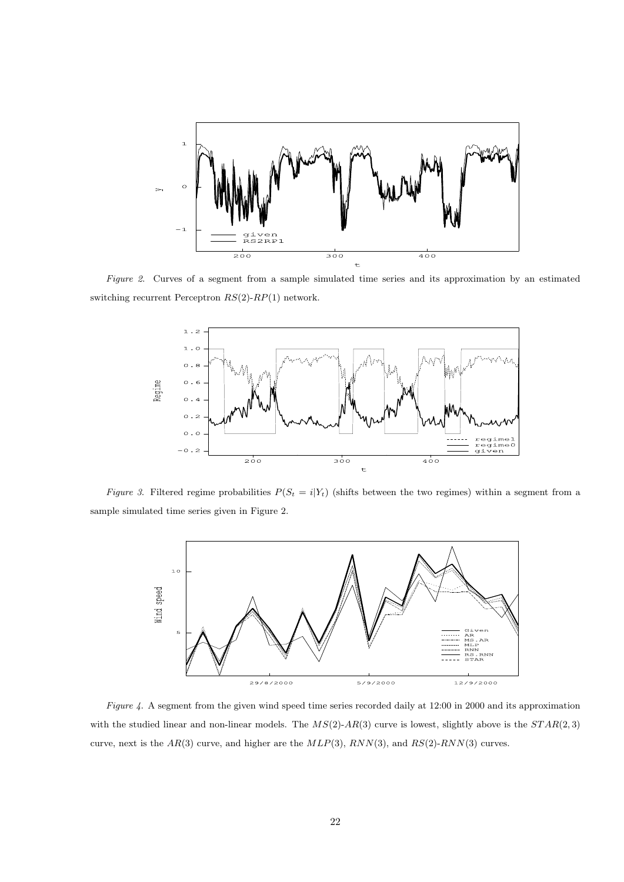*Figure 2.* Curves of a segment from a sample simulated time series and its approximation by an estimated switching recurrent Perceptron $RS(2)$-$RP(1)$ network.

*Figure 3.* Filtered regime probabilities $P(S_t = i|Y_t)$ (shifts between the two regimes) within a segment from a sample simulated time series given in Figure 2.

*Figure 4.* A segment from the given wind speed time series recorded daily at 12:00 in 2000 and its approximation with the studied linear and non-linear models. The $MS(2)$-$AR(3)$ curve is lowest, slightly above is the $STAR(2, 3)$ curve, next is the $AR(3)$ curve, and higher are the $MLP(3)$, $RNN(3)$, and $RS(2)$-$RNN(3)$ curves.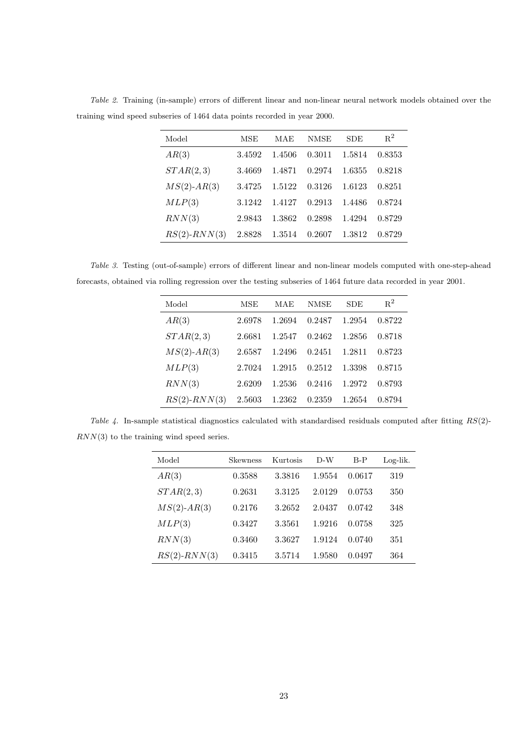*Table 2.* Training (in-sample) errors of different linear and non-linear neural network models obtained over the training wind speed subseries of 1464 data points recorded in year 2000.

| Model | MSE | MAE | NMSE | SDE | $R^2$ |
|---|---|---|---|---|---|
| $AR(3)$ | 3.4592 | 1.4506 | 0.3011 | 1.5814 | 0.8353 |
| $STAR(2,3)$ | 3.4669 | 1.4871 | 0.2974 | 1.6355 | 0.8218 |
| $MS(2)$-$AR(3)$ | 3.4725 | 1.5122 | 0.3126 | 1.6123 | 0.8251 |
| $MLP(3)$ | 3.1242 | 1.4127 | 0.2913 | 1.4486 | 0.8724 |
| $RNN(3)$ | 2.9843 | 1.3862 | 0.2898 | 1.4294 | 0.8729 |
| $RS(2)$-$RNN(3)$ | 2.8828 | 1.3514 | 0.2607 | 1.3812 | 0.8729 |

*Table 3.* Testing (out-of-sample) errors of different linear and non-linear models computed with one-step-ahead forecasts, obtained via rolling regression over the testing subseries of 1464 future data recorded in year 2001.

| Model | MSE | MAE | NMSE | SDE | $R^2$ |
|---|---|---|---|---|---|
| $AR(3)$ | 2.6978 | 1.2694 | 0.2487 | 1.2954 | 0.8722 |
| $STAR(2,3)$ | 2.6681 | 1.2547 | 0.2462 | 1.2856 | 0.8718 |
| $MS(2)$-$AR(3)$ | 2.6587 | 1.2496 | 0.2451 | 1.2811 | 0.8723 |
| $MLP(3)$ | 2.7024 | 1.2915 | 0.2512 | 1.3398 | 0.8715 |
| $RNN(3)$ | 2.6209 | 1.2536 | 0.2416 | 1.2972 | 0.8793 |
| $RS(2)$-$RNN(3)$ | 2.5603 | 1.2362 | 0.2359 | 1.2654 | 0.8794 |

*Table 4.* In-sample statistical diagnostics calculated with standardised residuals computed after fitting $RS(2)$-$RNN(3)$ to the training wind speed series.

| Model | Skewness | Kurtosis | D-W | B-P | Log-lik. |
|---|---|---|---|---|---|
| $AR(3)$ | 0.3588 | 3.3816 | 1.9554 | 0.0617 | 319 |
| $STAR(2,3)$ | 0.2631 | 3.3125 | 2.0129 | 0.0753 | 350 |
| $MS(2)$-$AR(3)$ | 0.2176 | 3.2652 | 2.0437 | 0.0742 | 348 |
| $MLP(3)$ | 0.3427 | 3.3561 | 1.9216 | 0.0758 | 325 |
| $RNN(3)$ | 0.3460 | 3.3627 | 1.9124 | 0.0740 | 351 |
| $RS(2)$-$RNN(3)$ | 0.3415 | 3.5714 | 1.9580 | 0.0497 | 364 |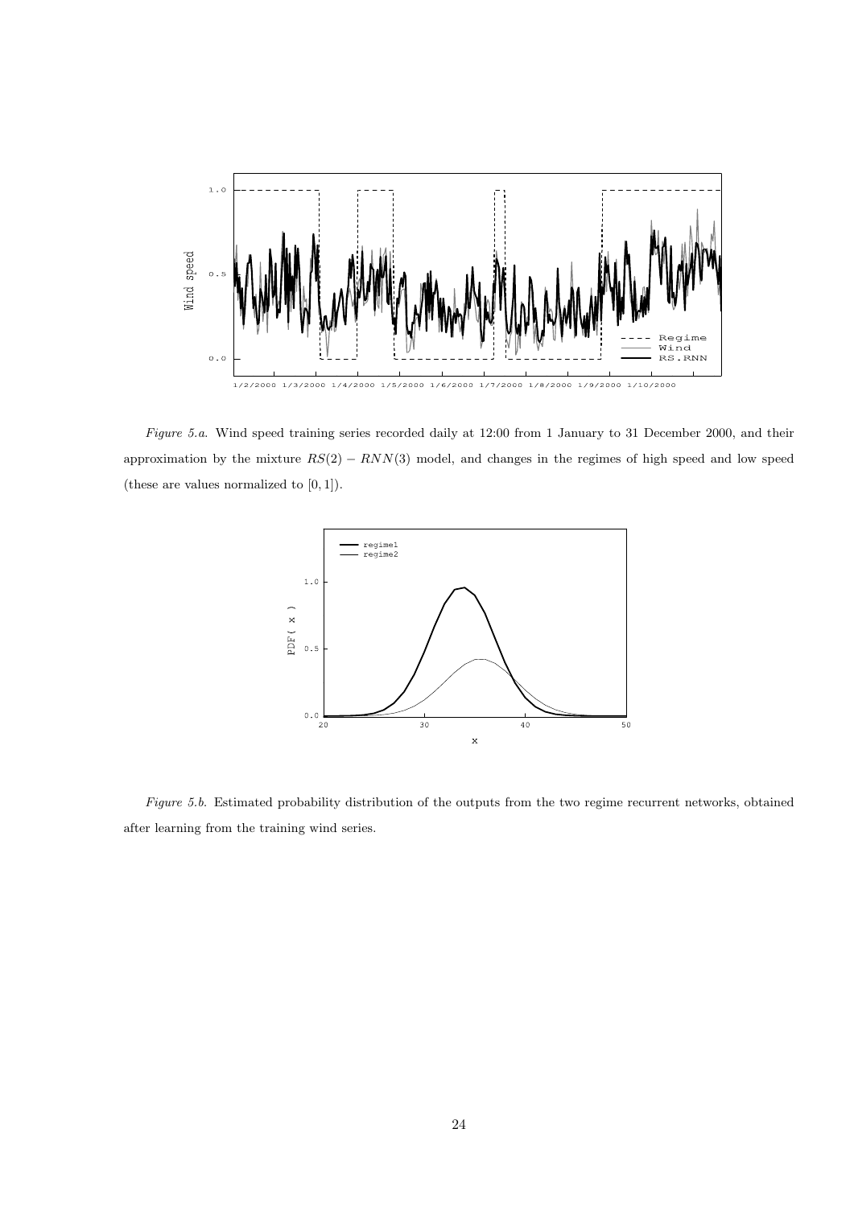*Figure 5.a.* Wind speed training series recorded daily at 12:00 from 1 January to 31 December 2000, and their approximation by the mixture $RS(2) - RNN(3)$ model, and changes in the regimes of high speed and low speed (these are values normalized to $[0, 1]$).

*Figure 5.b.* Estimated probability distribution of the outputs from the two regime recurrent networks, obtained after learning from the training wind series.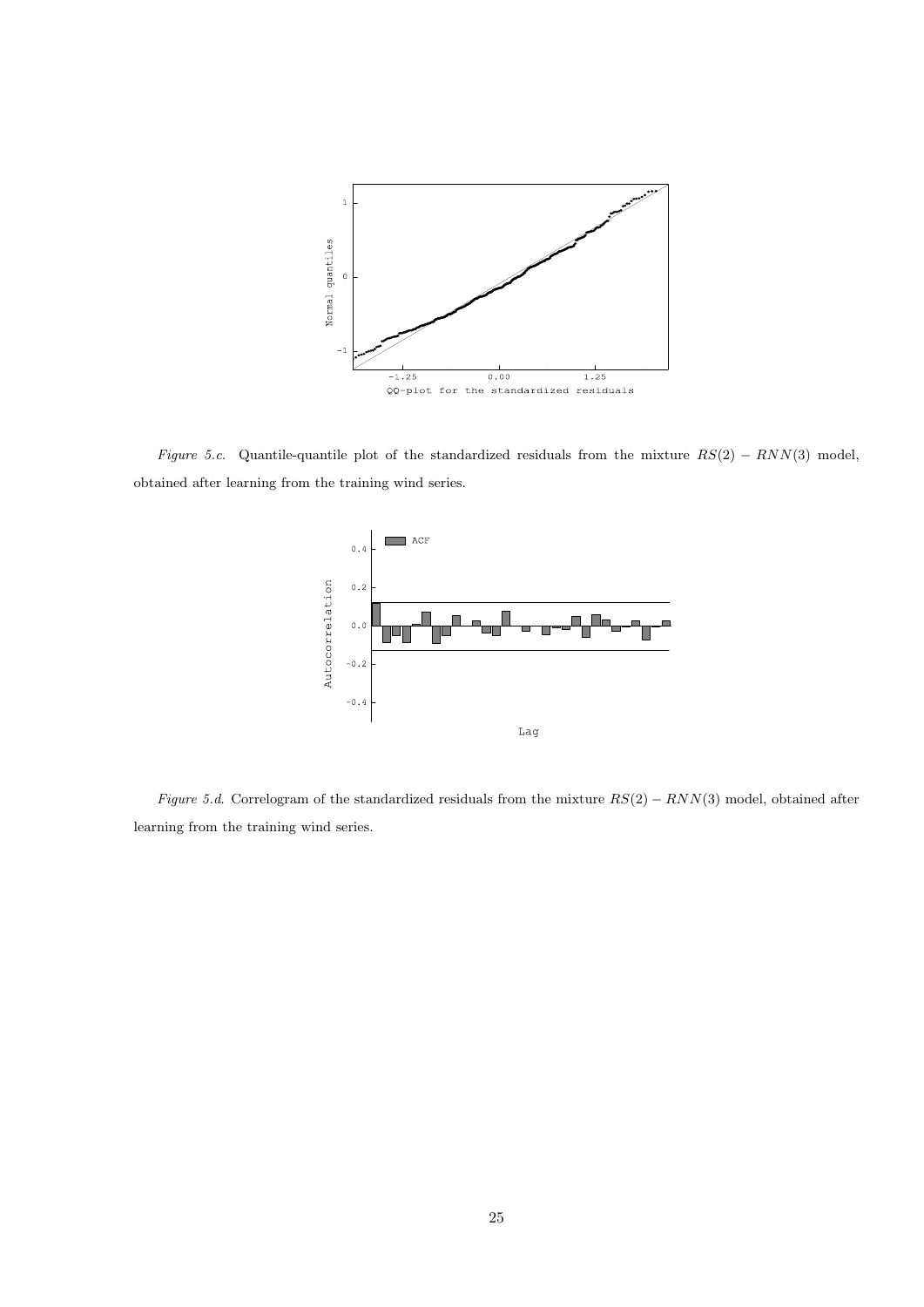*Figure 5.c.* Quantile-quantile plot of the standardized residuals from the mixture $RS(2) - RNN(3)$ model, obtained after learning from the training wind series.

*Figure 5.d.* Correlogram of the standardized residuals from the mixture $RS(2) - RNN(3)$ model, obtained after learning from the training wind series.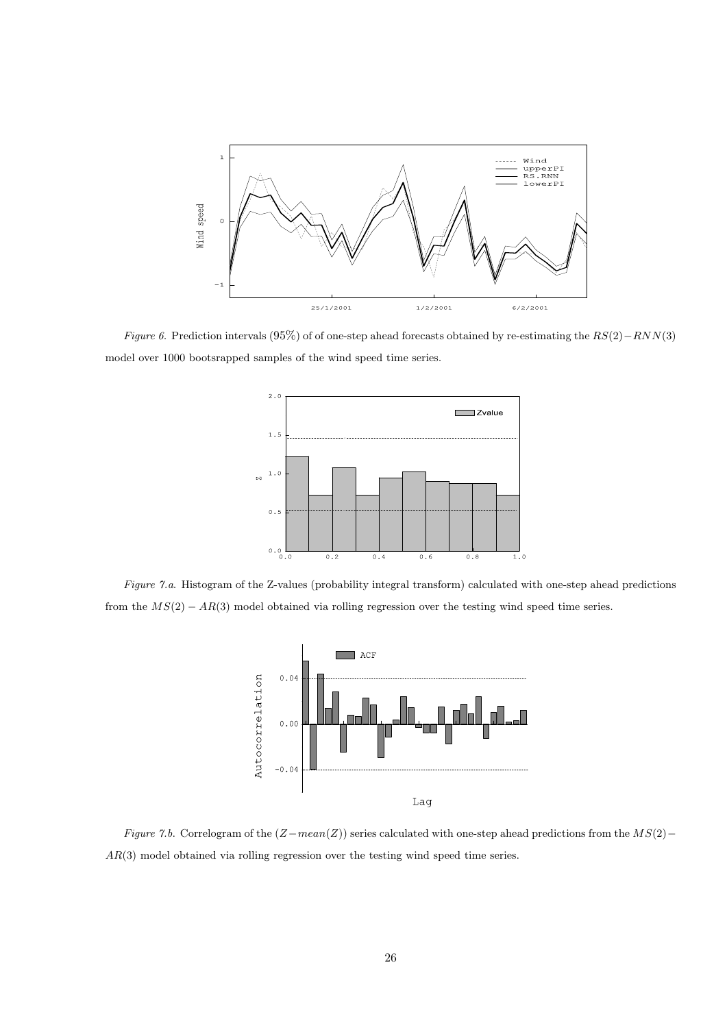*Figure 6.* Prediction intervals (95%) of of one-step ahead forecasts obtained by re-estimating the $RS(2)-RNN(3)$ model over 1000 bootsrapped samples of the wind speed time series.

*Figure 7.a.* Histogram of the Z-values (probability integral transform) calculated with one-step ahead predictions from the $MS(2) - AR(3)$ model obtained via rolling regression over the testing wind speed time series.

*Figure 7.b.* Correlogram of the $(Z - mean(Z))$ series calculated with one-step ahead predictions from the $MS(2) - AR(3)$ model obtained via rolling regression over the testing wind speed time series.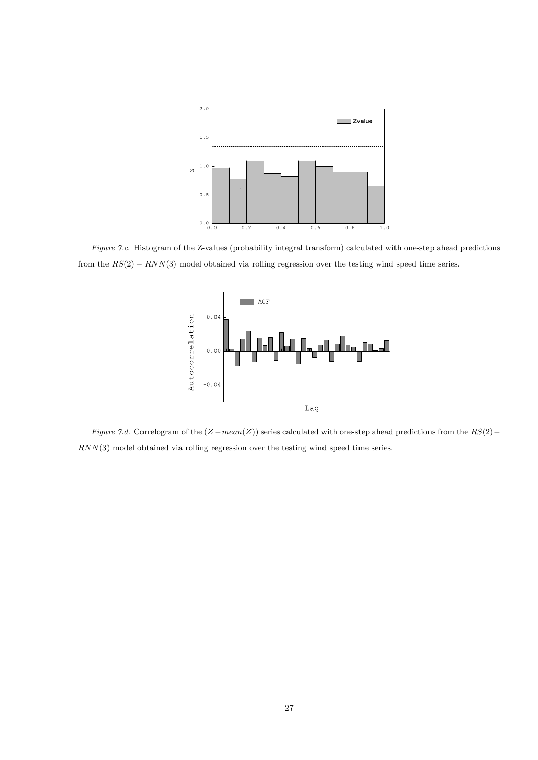2.0

Zvalue

1.5

Z

1.0

0.5

0.0

0.0 0.2 0.4 0.6 0.8 1.0

*Figure 7.c.* Histogram of the Z-values (probability integral transform) calculated with one-step ahead predictions from the $RS(2) - RNN(3)$ model obtained via rolling regression over the testing wind speed time series.

ACF

0.04

Autocorrelation

0.00

-0.04

Lag

*Figure 7.d.* Correlogram of the $(Z - mean(Z))$ series calculated with one-step ahead predictions from the $RS(2) - RNN(3)$ model obtained via rolling regression over the testing wind speed time series.